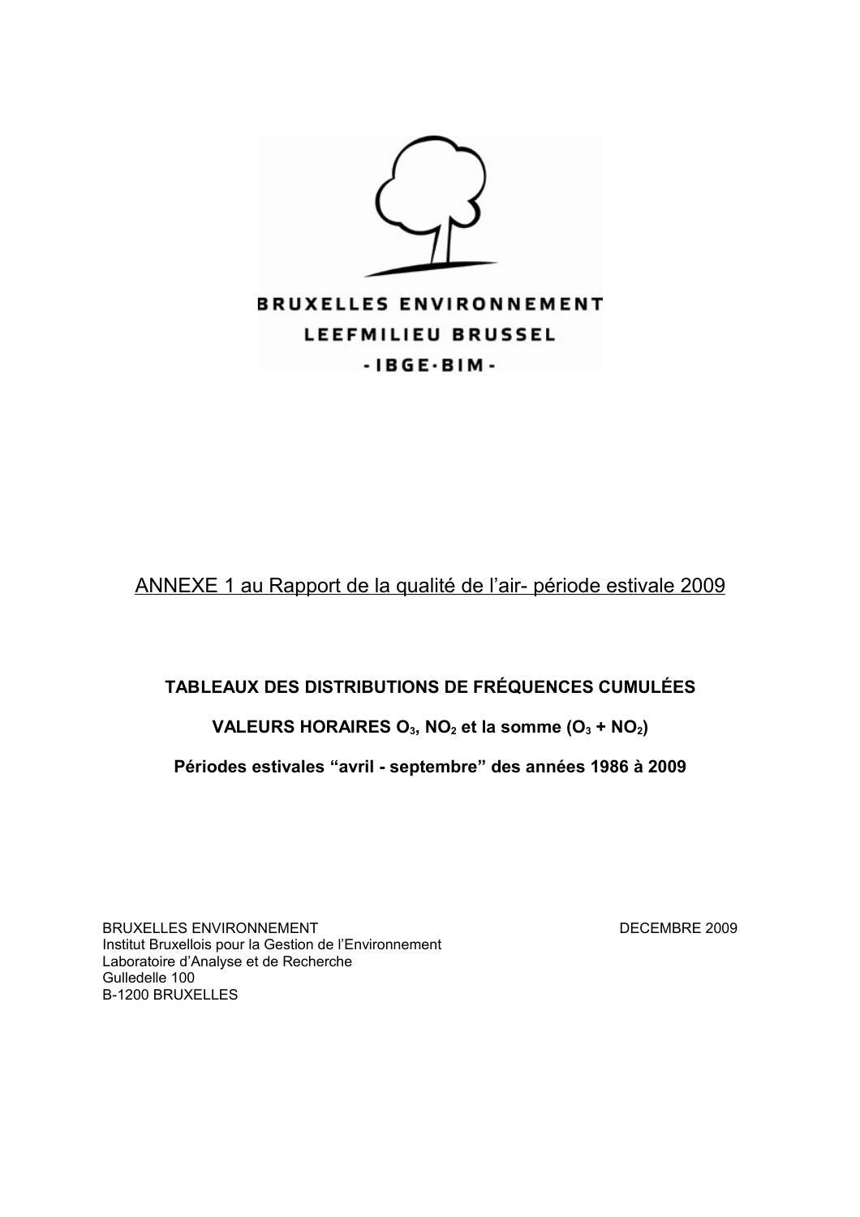BRUXELLES ENVIRONNEMENT
LEEFMILIEU BRUSSEL
-IBGE·BIM-

ANNEXE 1 au Rapport de la qualité de l'air- période estivale 2009

**TABLEAUX DES DISTRIBUTIONS DE FRÉQUENCES CUMULÉES**

**VALEURS HORAIRES $O_3$, $NO_2$ et la somme ($O_3$ + $NO_2$)**

**Périodes estivales "avril - septembre" des années 1986 à 2009**

BRUXELLES ENVIRONNEMENT
Institut Bruxellois pour la Gestion de l'Environnement
Laboratoire d'Analyse et de Recherche
Gulledelle 100
B-1200 BRUXELLES

DECEMBRE 2009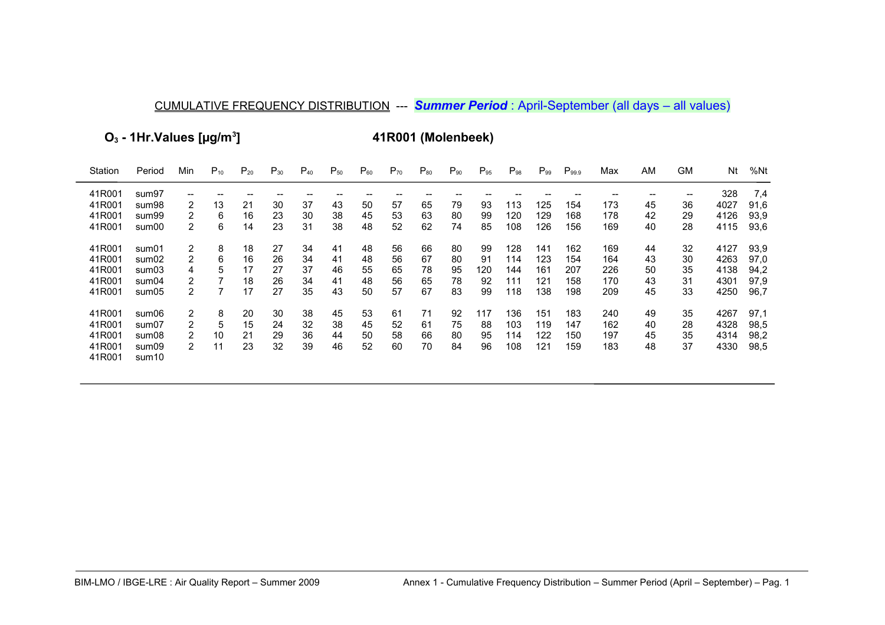CUMULATIVE FREQUENCY DISTRIBUTION --- ***Summer Period*** : April-September (all days – all values)

**$O_3$ - 1Hr.Values [µg/m$^3$]** **41R001 (Molenbeek)**

| Station | Period | Min | $P_{10}$ | $P_{20}$ | $P_{30}$ | $P_{40}$ | $P_{50}$ | $P_{60}$ | $P_{70}$ | $P_{80}$ | $P_{90}$ | $P_{95}$ | $P_{98}$ | $P_{99}$ | $P_{99.9}$ | Max | AM | GM | Nt | %Nt |
|---|---|---|---|---|---|---|---|---|---|---|---|---|---|---|---|---|---|---|---|---|
| 41R001 | sum97 | -- | -- | -- | -- | -- | -- | -- | -- | -- | -- | -- | -- | -- | -- | -- | -- | -- | 328 | 7,4 |
| 41R001 | sum98 | 2 | 13 | 21 | 30 | 37 | 43 | 50 | 57 | 65 | 79 | 93 | 113 | 125 | 154 | 173 | 45 | 36 | 4027 | 91,6 |
| 41R001 | sum99 | 2 | 6 | 16 | 23 | 30 | 38 | 45 | 53 | 63 | 80 | 99 | 120 | 129 | 168 | 178 | 42 | 29 | 4126 | 93,9 |
| 41R001 | sum00 | 2 | 6 | 14 | 23 | 31 | 38 | 48 | 52 | 62 | 74 | 85 | 108 | 126 | 156 | 169 | 40 | 28 | 4115 | 93,6 |
| 41R001 | sum01 | 2 | 8 | 18 | 27 | 34 | 41 | 48 | 56 | 66 | 80 | 99 | 128 | 141 | 162 | 169 | 44 | 32 | 4127 | 93,9 |
| 41R001 | sum02 | 2 | 6 | 16 | 26 | 34 | 41 | 48 | 56 | 67 | 80 | 91 | 114 | 123 | 154 | 164 | 43 | 30 | 4263 | 97,0 |
| 41R001 | sum03 | 4 | 5 | 17 | 27 | 37 | 46 | 55 | 65 | 78 | 95 | 120 | 144 | 161 | 207 | 226 | 50 | 35 | 4138 | 94,2 |
| 41R001 | sum04 | 2 | 7 | 18 | 26 | 34 | 41 | 48 | 56 | 65 | 78 | 92 | 111 | 121 | 158 | 170 | 43 | 31 | 4301 | 97,9 |
| 41R001 | sum05 | 2 | 7 | 17 | 27 | 35 | 43 | 50 | 57 | 67 | 83 | 99 | 118 | 138 | 198 | 209 | 45 | 33 | 4250 | 96,7 |
| 41R001 | sum06 | 2 | 8 | 20 | 30 | 38 | 45 | 53 | 61 | 71 | 92 | 117 | 136 | 151 | 183 | 240 | 49 | 35 | 4267 | 97,1 |
| 41R001 | sum07 | 2 | 5 | 15 | 24 | 32 | 38 | 45 | 52 | 61 | 75 | 88 | 103 | 119 | 147 | 162 | 40 | 28 | 4328 | 98,5 |
| 41R001 | sum08 | 2 | 10 | 21 | 29 | 36 | 44 | 50 | 58 | 66 | 80 | 95 | 114 | 122 | 150 | 197 | 45 | 35 | 4314 | 98,2 |
| 41R001 | sum09 | 2 | 11 | 23 | 32 | 39 | 46 | 52 | 60 | 70 | 84 | 96 | 108 | 121 | 159 | 183 | 48 | 37 | 4330 | 98,5 |
| 41R001 | sum10 | | | | | | | | | | | | | | | | | | | |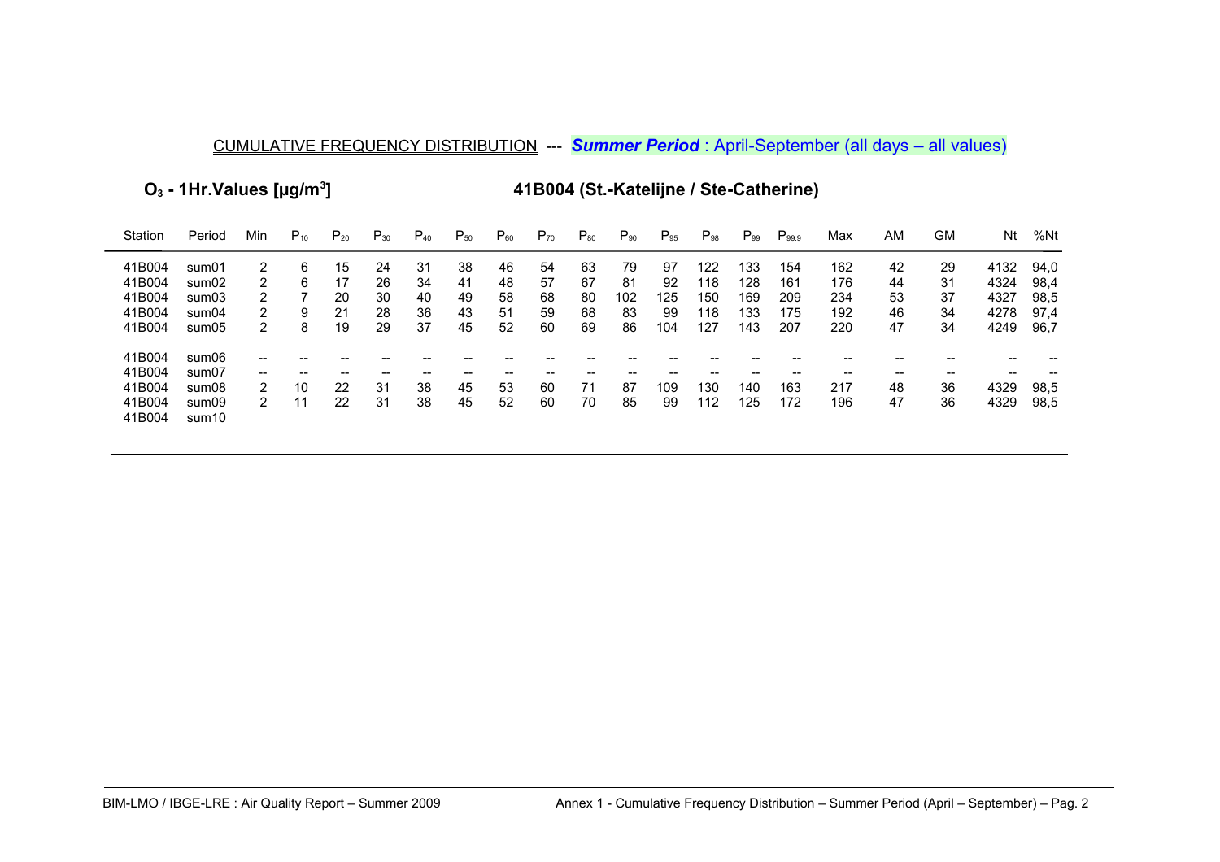CUMULATIVE FREQUENCY DISTRIBUTION --- ***Summer Period*** : April-September (all days – all values)

**$O_3$ - 1Hr.Values [µg/m$^3$]**

**41B004 (St.-Katelijne / Ste-Catherine)**

| Station | Period | Min | $P_{10}$ | $P_{20}$ | $P_{30}$ | $P_{40}$ | $P_{50}$ | $P_{60}$ | $P_{70}$ | $P_{80}$ | $P_{90}$ | $P_{95}$ | $P_{98}$ | $P_{99}$ | $P_{99.9}$ | Max | AM | GM | Nt | %Nt |
|---|---|---|---|---|---|---|---|---|---|---|---|---|---|---|---|---|---|---|---|---|
| 41B004 | sum01 | 2 | 6 | 15 | 24 | 31 | 38 | 46 | 54 | 63 | 79 | 97 | 122 | 133 | 154 | 162 | 42 | 29 | 4132 | 94,0 |
| 41B004 | sum02 | 2 | 6 | 17 | 26 | 34 | 41 | 48 | 57 | 67 | 81 | 92 | 118 | 128 | 161 | 176 | 44 | 31 | 4324 | 98,4 |
| 41B004 | sum03 | 2 | 7 | 20 | 30 | 40 | 49 | 58 | 68 | 80 | 102 | 125 | 150 | 169 | 209 | 234 | 53 | 37 | 4327 | 98,5 |
| 41B004 | sum04 | 2 | 9 | 21 | 28 | 36 | 43 | 51 | 59 | 68 | 83 | 99 | 118 | 133 | 175 | 192 | 46 | 34 | 4278 | 97,4 |
| 41B004 | sum05 | 2 | 8 | 19 | 29 | 37 | 45 | 52 | 60 | 69 | 86 | 104 | 127 | 143 | 207 | 220 | 47 | 34 | 4249 | 96,7 |
| 41B004 | sum06 | -- | -- | -- | -- | -- | -- | -- | -- | -- | -- | -- | -- | -- | -- | -- | -- | -- | -- | -- |
| 41B004 | sum07 | -- | -- | -- | -- | -- | -- | -- | -- | -- | -- | -- | -- | -- | -- | -- | -- | -- | -- | -- |
| 41B004 | sum08 | 2 | 10 | 22 | 31 | 38 | 45 | 53 | 60 | 71 | 87 | 109 | 130 | 140 | 163 | 217 | 48 | 36 | 4329 | 98,5 |
| 41B004 | sum09 | 2 | 11 | 22 | 31 | 38 | 45 | 52 | 60 | 70 | 85 | 99 | 112 | 125 | 172 | 196 | 47 | 36 | 4329 | 98,5 |
| 41B004 | sum10 | | | | | | | | | | | | | | | | | | | |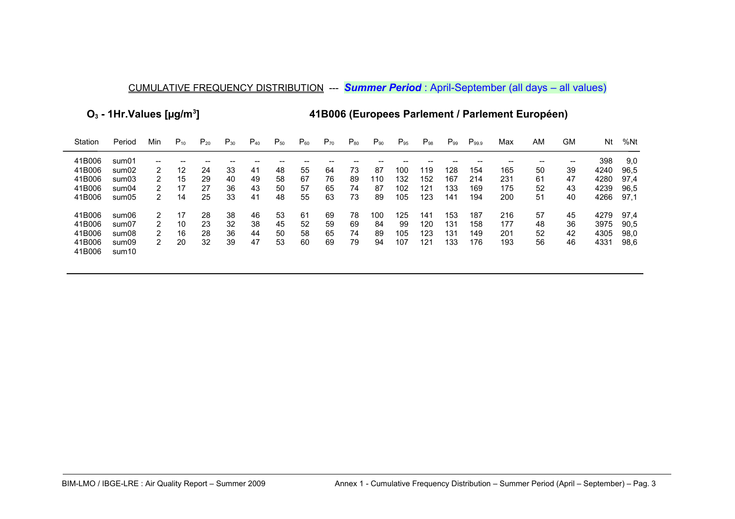CUMULATIVE FREQUENCY DISTRIBUTION --- ***Summer Period*** : April-September (all days – all values)

**$O_3$ - 1Hr.Values [µg/m$^3$]**

**41B006 (Europees Parlement / Parlement Européen)**

| Station | Period | Min | $P_{10}$ | $P_{20}$ | $P_{30}$ | $P_{40}$ | $P_{50}$ | $P_{60}$ | $P_{70}$ | $P_{80}$ | $P_{90}$ | $P_{95}$ | $P_{98}$ | $P_{99}$ | $P_{99.9}$ | Max | AM | GM | Nt | %Nt |
|---|---|---|---|---|---|---|---|---|---|---|---|---|---|---|---|---|---|---|---|---|
| 41B006 | sum01 | -- | -- | -- | -- | -- | -- | -- | -- | -- | -- | -- | -- | -- | -- | -- | -- | -- | 398 | 9,0 |
| 41B006 | sum02 | 2 | 12 | 24 | 33 | 41 | 48 | 55 | 64 | 73 | 87 | 100 | 119 | 128 | 154 | 165 | 50 | 39 | 4240 | 96,5 |
| 41B006 | sum03 | 2 | 15 | 29 | 40 | 49 | 58 | 67 | 76 | 89 | 110 | 132 | 152 | 167 | 214 | 231 | 61 | 47 | 4280 | 97,4 |
| 41B006 | sum04 | 2 | 17 | 27 | 36 | 43 | 50 | 57 | 65 | 74 | 87 | 102 | 121 | 133 | 169 | 175 | 52 | 43 | 4239 | 96,5 |
| 41B006 | sum05 | 2 | 14 | 25 | 33 | 41 | 48 | 55 | 63 | 73 | 89 | 105 | 123 | 141 | 194 | 200 | 51 | 40 | 4266 | 97,1 |
| 41B006 | sum06 | 2 | 17 | 28 | 38 | 46 | 53 | 61 | 69 | 78 | 100 | 125 | 141 | 153 | 187 | 216 | 57 | 45 | 4279 | 97,4 |
| 41B006 | sum07 | 2 | 10 | 23 | 32 | 38 | 45 | 52 | 59 | 69 | 84 | 99 | 120 | 131 | 158 | 177 | 48 | 36 | 3975 | 90,5 |
| 41B006 | sum08 | 2 | 16 | 28 | 36 | 44 | 50 | 58 | 65 | 74 | 89 | 105 | 123 | 131 | 149 | 201 | 52 | 42 | 4305 | 98,0 |
| 41B006 | sum09 | 2 | 20 | 32 | 39 | 47 | 53 | 60 | 69 | 79 | 94 | 107 | 121 | 133 | 176 | 193 | 56 | 46 | 4331 | 98,6 |
| 41B006 | sum10 | | | | | | | | | | | | | | | | | | | |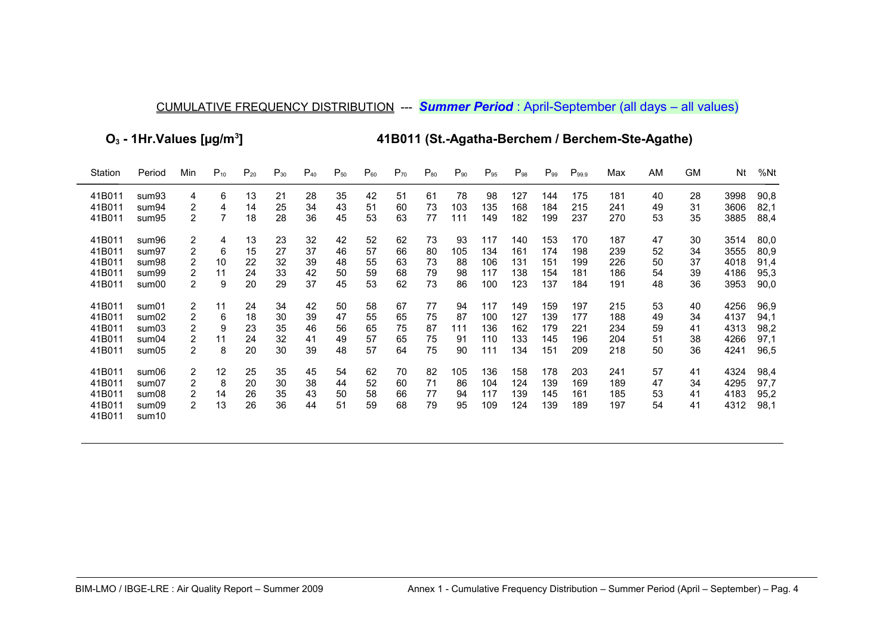CUMULATIVE FREQUENCY DISTRIBUTION --- ***Summer Period*** : April-September (all days – all values)

**$O_3$ - 1Hr.Values [µg/m$^3$]**

**41B011 (St.-Agatha-Berchem / Berchem-Ste-Agathe)**

| Station | Period | Min | $P_{10}$ | $P_{20}$ | $P_{30}$ | $P_{40}$ | $P_{50}$ | $P_{60}$ | $P_{70}$ | $P_{80}$ | $P_{90}$ | $P_{95}$ | $P_{98}$ | $P_{99}$ | $P_{99.9}$ | Max | AM | GM | Nt | %Nt |
|---|---|---|---|---|---|---|---|---|---|---|---|---|---|---|---|---|---|---|---|---|
| 41B011 | sum93 | 4 | 6 | 13 | 21 | 28 | 35 | 42 | 51 | 61 | 78 | 98 | 127 | 144 | 175 | 181 | 40 | 28 | 3998 | 90,8 |
| 41B011 | sum94 | 2 | 4 | 14 | 25 | 34 | 43 | 51 | 60 | 73 | 103 | 135 | 168 | 184 | 215 | 241 | 49 | 31 | 3606 | 82,1 |
| 41B011 | sum95 | 2 | 7 | 18 | 28 | 36 | 45 | 53 | 63 | 77 | 111 | 149 | 182 | 199 | 237 | 270 | 53 | 35 | 3885 | 88,4 |
| 41B011 | sum96 | 2 | 4 | 13 | 23 | 32 | 42 | 52 | 62 | 73 | 93 | 117 | 140 | 153 | 170 | 187 | 47 | 30 | 3514 | 80,0 |
| 41B011 | sum97 | 2 | 6 | 15 | 27 | 37 | 46 | 57 | 66 | 80 | 105 | 134 | 161 | 174 | 198 | 239 | 52 | 34 | 3555 | 80,9 |
| 41B011 | sum98 | 2 | 10 | 22 | 32 | 39 | 48 | 55 | 63 | 73 | 88 | 106 | 131 | 151 | 199 | 226 | 50 | 37 | 4018 | 91,4 |
| 41B011 | sum99 | 2 | 11 | 24 | 33 | 42 | 50 | 59 | 68 | 79 | 98 | 117 | 138 | 154 | 181 | 186 | 54 | 39 | 4186 | 95,3 |
| 41B011 | sum00 | 2 | 9 | 20 | 29 | 37 | 45 | 53 | 62 | 73 | 86 | 100 | 123 | 137 | 184 | 191 | 48 | 36 | 3953 | 90,0 |
| 41B011 | sum01 | 2 | 11 | 24 | 34 | 42 | 50 | 58 | 67 | 77 | 94 | 117 | 149 | 159 | 197 | 215 | 53 | 40 | 4256 | 96,9 |
| 41B011 | sum02 | 2 | 6 | 18 | 30 | 39 | 47 | 55 | 65 | 75 | 87 | 100 | 127 | 139 | 177 | 188 | 49 | 34 | 4137 | 94,1 |
| 41B011 | sum03 | 2 | 9 | 23 | 35 | 46 | 56 | 65 | 75 | 87 | 111 | 136 | 162 | 179 | 221 | 234 | 59 | 41 | 4313 | 98,2 |
| 41B011 | sum04 | 2 | 11 | 24 | 32 | 41 | 49 | 57 | 65 | 75 | 91 | 110 | 133 | 145 | 196 | 204 | 51 | 38 | 4266 | 97,1 |
| 41B011 | sum05 | 2 | 8 | 20 | 30 | 39 | 48 | 57 | 64 | 75 | 90 | 111 | 134 | 151 | 209 | 218 | 50 | 36 | 4241 | 96,5 |
| 41B011 | sum06 | 2 | 12 | 25 | 35 | 45 | 54 | 62 | 70 | 82 | 105 | 136 | 158 | 178 | 203 | 241 | 57 | 41 | 4324 | 98,4 |
| 41B011 | sum07 | 2 | 8 | 20 | 30 | 38 | 44 | 52 | 60 | 71 | 86 | 104 | 124 | 139 | 169 | 189 | 47 | 34 | 4295 | 97,7 |
| 41B011 | sum08 | 2 | 14 | 26 | 35 | 43 | 50 | 58 | 66 | 77 | 94 | 117 | 139 | 145 | 161 | 185 | 53 | 41 | 4183 | 95,2 |
| 41B011 | sum09 | 2 | 13 | 26 | 36 | 44 | 51 | 59 | 68 | 79 | 95 | 109 | 124 | 139 | 189 | 197 | 54 | 41 | 4312 | 98,1 |
| 41B011 | sum10 | | | | | | | | | | | | | | | | | | | |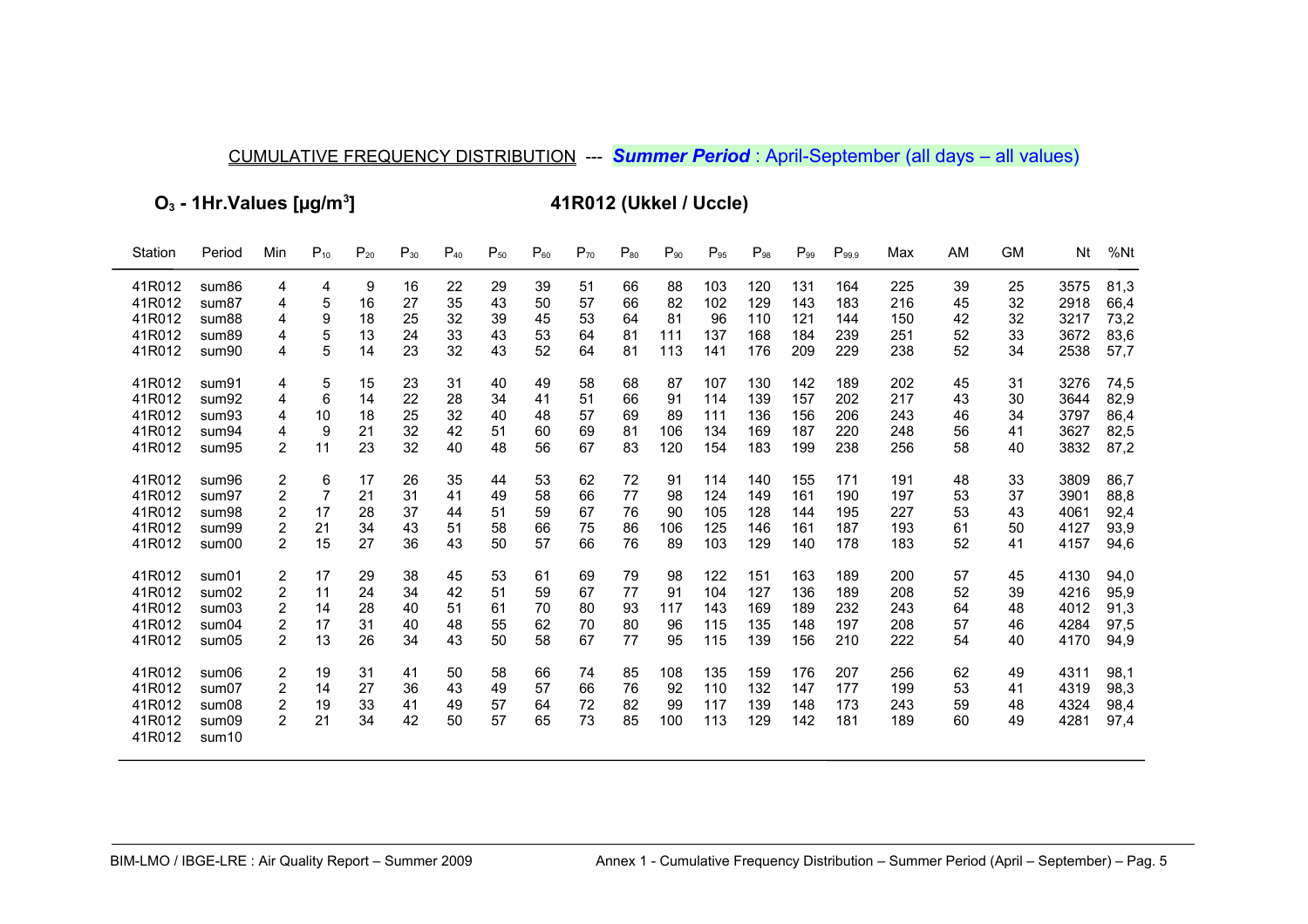CUMULATIVE FREQUENCY DISTRIBUTION --- ***Summer Period*** : April-September (all days – all values)

**$O_3$ - 1Hr.Values [µg/m$^3$]** **41R012 (Ukkel / Uccle)**

| Station | Period | Min | $P_{10}$ | $P_{20}$ | $P_{30}$ | $P_{40}$ | $P_{50}$ | $P_{60}$ | $P_{70}$ | $P_{80}$ | $P_{90}$ | $P_{95}$ | $P_{98}$ | $P_{99}$ | $P_{99.9}$ | Max | AM | GM | Nt | %Nt |
|---|---|---|---|---|---|---|---|---|---|---|---|---|---|---|---|---|---|---|---|---|
| 41R012 | sum86 | 4 | 4 | 9 | 16 | 22 | 29 | 39 | 51 | 66 | 88 | 103 | 120 | 131 | 164 | 225 | 39 | 25 | 3575 | 81,3 |
| 41R012 | sum87 | 4 | 5 | 16 | 27 | 35 | 43 | 50 | 57 | 66 | 82 | 102 | 129 | 143 | 183 | 216 | 45 | 32 | 2918 | 66,4 |
| 41R012 | sum88 | 4 | 9 | 18 | 25 | 32 | 39 | 45 | 53 | 64 | 81 | 96 | 110 | 121 | 144 | 150 | 42 | 32 | 3217 | 73,2 |
| 41R012 | sum89 | 4 | 5 | 13 | 24 | 33 | 43 | 53 | 64 | 81 | 111 | 137 | 168 | 184 | 239 | 251 | 52 | 33 | 3672 | 83,6 |
| 41R012 | sum90 | 4 | 5 | 14 | 23 | 32 | 43 | 52 | 64 | 81 | 113 | 141 | 176 | 209 | 229 | 238 | 52 | 34 | 2538 | 57,7 |
| 41R012 | sum91 | 4 | 5 | 15 | 23 | 31 | 40 | 49 | 58 | 68 | 87 | 107 | 130 | 142 | 189 | 202 | 45 | 31 | 3276 | 74,5 |
| 41R012 | sum92 | 4 | 6 | 14 | 22 | 28 | 34 | 41 | 51 | 66 | 91 | 114 | 139 | 157 | 202 | 217 | 43 | 30 | 3644 | 82,9 |
| 41R012 | sum93 | 4 | 10 | 18 | 25 | 32 | 40 | 48 | 57 | 69 | 89 | 111 | 136 | 156 | 206 | 243 | 46 | 34 | 3797 | 86,4 |
| 41R012 | sum94 | 4 | 9 | 21 | 32 | 42 | 51 | 60 | 69 | 81 | 106 | 134 | 169 | 187 | 220 | 248 | 56 | 41 | 3627 | 82,5 |
| 41R012 | sum95 | 2 | 11 | 23 | 32 | 40 | 48 | 56 | 67 | 83 | 120 | 154 | 183 | 199 | 238 | 256 | 58 | 40 | 3832 | 87,2 |
| 41R012 | sum96 | 2 | 6 | 17 | 26 | 35 | 44 | 53 | 62 | 72 | 91 | 114 | 140 | 155 | 171 | 191 | 48 | 33 | 3809 | 86,7 |
| 41R012 | sum97 | 2 | 7 | 21 | 31 | 41 | 49 | 58 | 66 | 77 | 98 | 124 | 149 | 161 | 190 | 197 | 53 | 37 | 3901 | 88,8 |
| 41R012 | sum98 | 2 | 17 | 28 | 37 | 44 | 51 | 59 | 67 | 76 | 90 | 105 | 128 | 144 | 195 | 227 | 53 | 43 | 4061 | 92,4 |
| 41R012 | sum99 | 2 | 21 | 34 | 43 | 51 | 58 | 66 | 75 | 86 | 106 | 125 | 146 | 161 | 187 | 193 | 61 | 50 | 4127 | 93,9 |
| 41R012 | sum00 | 2 | 15 | 27 | 36 | 43 | 50 | 57 | 66 | 76 | 89 | 103 | 129 | 140 | 178 | 183 | 52 | 41 | 4157 | 94,6 |
| 41R012 | sum01 | 2 | 17 | 29 | 38 | 45 | 53 | 61 | 69 | 79 | 98 | 122 | 151 | 163 | 189 | 200 | 57 | 45 | 4130 | 94,0 |
| 41R012 | sum02 | 2 | 11 | 24 | 34 | 42 | 51 | 59 | 67 | 77 | 91 | 104 | 127 | 136 | 189 | 208 | 52 | 39 | 4216 | 95,9 |
| 41R012 | sum03 | 2 | 14 | 28 | 40 | 51 | 61 | 70 | 80 | 93 | 117 | 143 | 169 | 189 | 232 | 243 | 64 | 48 | 4012 | 91,3 |
| 41R012 | sum04 | 2 | 17 | 31 | 40 | 48 | 55 | 62 | 70 | 80 | 96 | 115 | 135 | 148 | 197 | 208 | 57 | 46 | 4284 | 97,5 |
| 41R012 | sum05 | 2 | 13 | 26 | 34 | 43 | 50 | 58 | 67 | 77 | 95 | 115 | 139 | 156 | 210 | 222 | 54 | 40 | 4170 | 94,9 |
| 41R012 | sum06 | 2 | 19 | 31 | 41 | 50 | 58 | 66 | 74 | 85 | 108 | 135 | 159 | 176 | 207 | 256 | 62 | 49 | 4311 | 98,1 |
| 41R012 | sum07 | 2 | 14 | 27 | 36 | 43 | 49 | 57 | 66 | 76 | 92 | 110 | 132 | 147 | 177 | 199 | 53 | 41 | 4319 | 98,3 |
| 41R012 | sum08 | 2 | 19 | 33 | 41 | 49 | 57 | 64 | 72 | 82 | 99 | 117 | 139 | 148 | 173 | 243 | 59 | 48 | 4324 | 98,4 |
| 41R012 | sum09 | 2 | 21 | 34 | 42 | 50 | 57 | 65 | 73 | 85 | 100 | 113 | 129 | 142 | 181 | 189 | 60 | 49 | 4281 | 97,4 |
| 41R012 | sum10 | | | | | | | | | | | | | | | | | | | |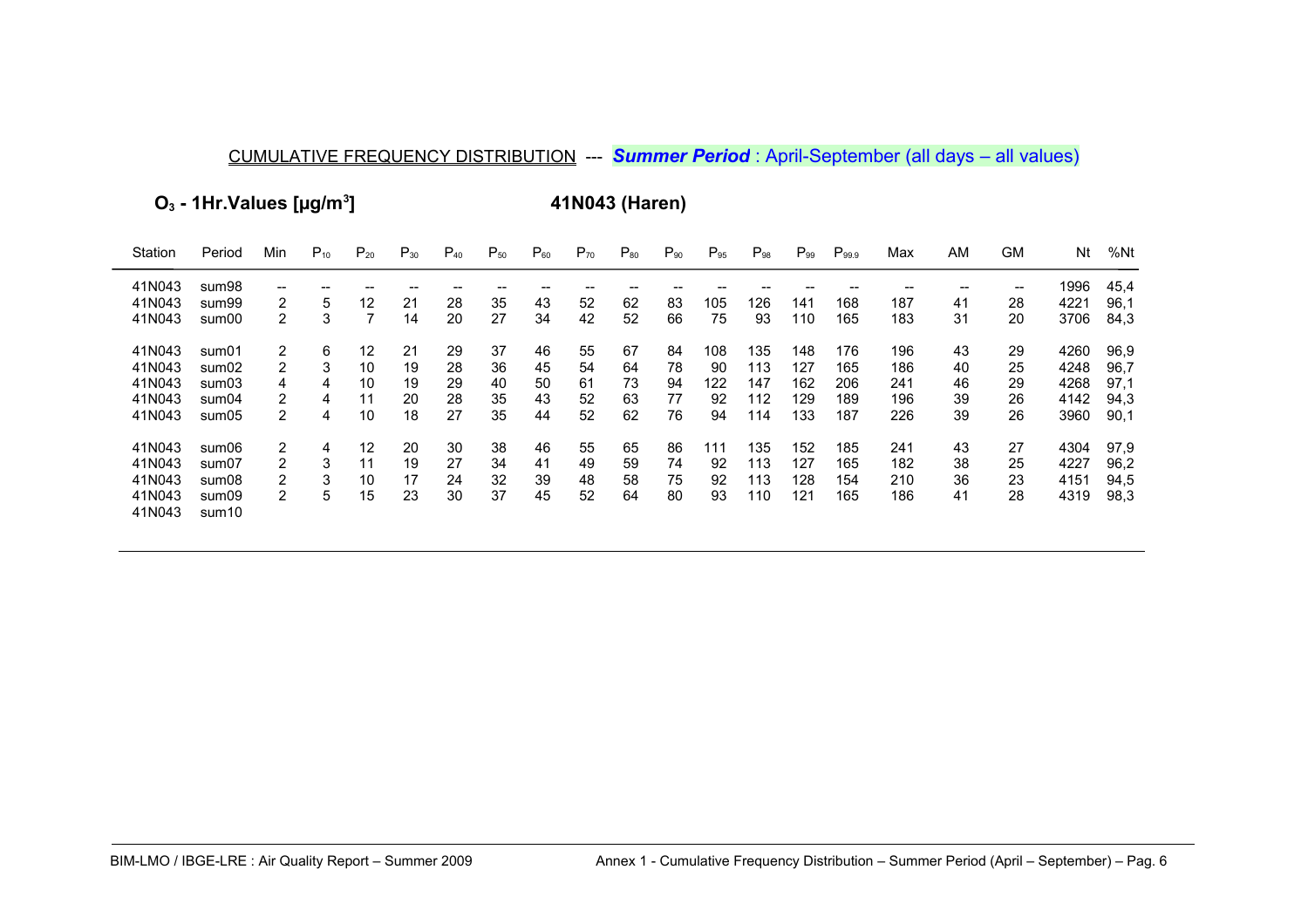CUMULATIVE FREQUENCY DISTRIBUTION --- ***Summer Period*** : April-September (all days – all values)

**$O_3$ - 1Hr.Values [µg/m$^3$]** **41N043 (Haren)**

| Station | Period | Min | $P_{10}$ | $P_{20}$ | $P_{30}$ | $P_{40}$ | $P_{50}$ | $P_{60}$ | $P_{70}$ | $P_{80}$ | $P_{90}$ | $P_{95}$ | $P_{98}$ | $P_{99}$ | $P_{99.9}$ | Max | AM | GM | Nt | %Nt |
|---|---|---|---|---|---|---|---|---|---|---|---|---|---|---|---|---|---|---|---|---|
| 41N043 | sum98 | -- | -- | -- | -- | -- | -- | -- | -- | -- | -- | -- | -- | -- | -- | -- | -- | -- | 1996 | 45,4 |
| 41N043 | sum99 | 2 | 5 | 12 | 21 | 28 | 35 | 43 | 52 | 62 | 83 | 105 | 126 | 141 | 168 | 187 | 41 | 28 | 4221 | 96,1 |
| 41N043 | sum00 | 2 | 3 | 7 | 14 | 20 | 27 | 34 | 42 | 52 | 66 | 75 | 93 | 110 | 165 | 183 | 31 | 20 | 3706 | 84,3 |
| 41N043 | sum01 | 2 | 6 | 12 | 21 | 29 | 37 | 46 | 55 | 67 | 84 | 108 | 135 | 148 | 176 | 196 | 43 | 29 | 4260 | 96,9 |
| 41N043 | sum02 | 2 | 3 | 10 | 19 | 28 | 36 | 45 | 54 | 64 | 78 | 90 | 113 | 127 | 165 | 186 | 40 | 25 | 4248 | 96,7 |
| 41N043 | sum03 | 4 | 4 | 10 | 19 | 29 | 40 | 50 | 61 | 73 | 94 | 122 | 147 | 162 | 206 | 241 | 46 | 29 | 4268 | 97,1 |
| 41N043 | sum04 | 2 | 4 | 11 | 20 | 28 | 35 | 43 | 52 | 63 | 77 | 92 | 112 | 129 | 189 | 196 | 39 | 26 | 4142 | 94,3 |
| 41N043 | sum05 | 2 | 4 | 10 | 18 | 27 | 35 | 44 | 52 | 62 | 76 | 94 | 114 | 133 | 187 | 226 | 39 | 26 | 3960 | 90,1 |
| 41N043 | sum06 | 2 | 4 | 12 | 20 | 30 | 38 | 46 | 55 | 65 | 86 | 111 | 135 | 152 | 185 | 241 | 43 | 27 | 4304 | 97,9 |
| 41N043 | sum07 | 2 | 3 | 11 | 19 | 27 | 34 | 41 | 49 | 59 | 74 | 92 | 113 | 127 | 165 | 182 | 38 | 25 | 4227 | 96,2 |
| 41N043 | sum08 | 2 | 3 | 10 | 17 | 24 | 32 | 39 | 48 | 58 | 75 | 92 | 113 | 128 | 154 | 210 | 36 | 23 | 4151 | 94,5 |
| 41N043 | sum09 | 2 | 5 | 15 | 23 | 30 | 37 | 45 | 52 | 64 | 80 | 93 | 110 | 121 | 165 | 186 | 41 | 28 | 4319 | 98,3 |
| 41N043 | sum10 | | | | | | | | | | | | | | | | | | | |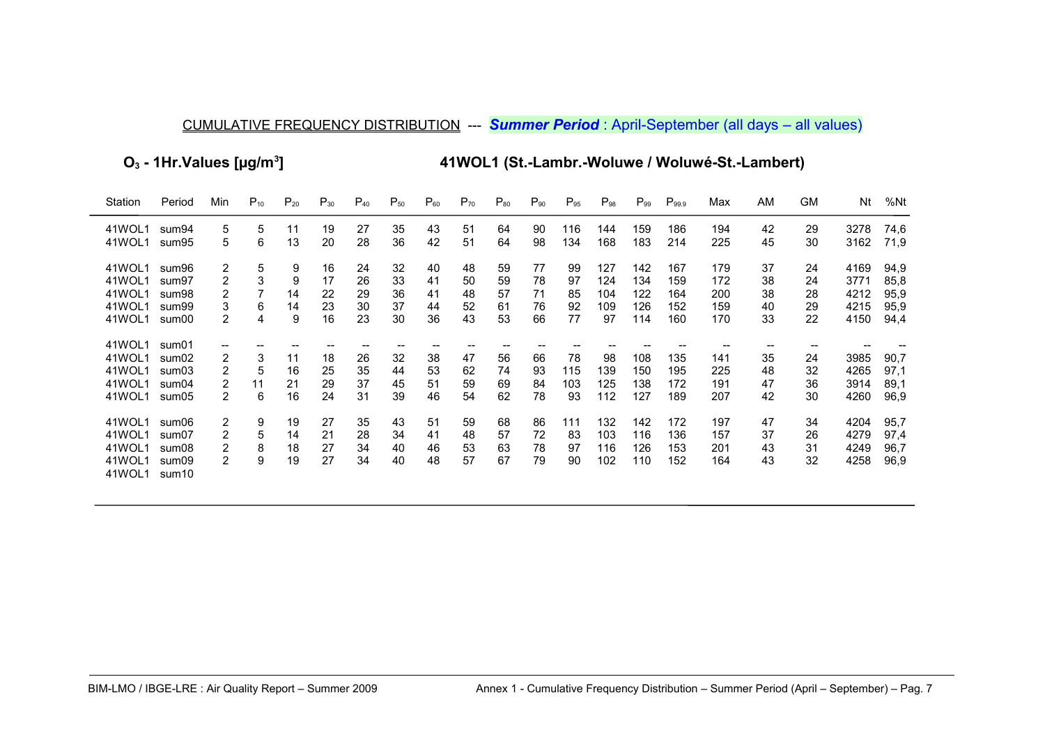CUMULATIVE FREQUENCY DISTRIBUTION --- ***Summer Period*** : April-September (all days – all values)

**$O_3$ - 1Hr.Values [µg/m$^3$]**

**41WOL1 (St.-Lambr.-Woluwe / Woluwé-St.-Lambert)**

| Station | Period | Min | $P_{10}$ | $P_{20}$ | $P_{30}$ | $P_{40}$ | $P_{50}$ | $P_{60}$ | $P_{70}$ | $P_{80}$ | $P_{90}$ | $P_{95}$ | $P_{98}$ | $P_{99}$ | $P_{99.9}$ | Max | AM | GM | Nt | %Nt |
|---|---|---|---|---|---|---|---|---|---|---|---|---|---|---|---|---|---|---|---|---|
| 41WOL1 | sum94 | 5 | 5 | 11 | 19 | 27 | 35 | 43 | 51 | 64 | 90 | 116 | 144 | 159 | 186 | 194 | 42 | 29 | 3278 | 74,6 |
| 41WOL1 | sum95 | 5 | 6 | 13 | 20 | 28 | 36 | 42 | 51 | 64 | 98 | 134 | 168 | 183 | 214 | 225 | 45 | 30 | 3162 | 71,9 |
| 41WOL1 | sum96 | 2 | 5 | 9 | 16 | 24 | 32 | 40 | 48 | 59 | 77 | 99 | 127 | 142 | 167 | 179 | 37 | 24 | 4169 | 94,9 |
| 41WOL1 | sum97 | 2 | 3 | 9 | 17 | 26 | 33 | 41 | 50 | 59 | 78 | 97 | 124 | 134 | 159 | 172 | 38 | 24 | 3771 | 85,8 |
| 41WOL1 | sum98 | 2 | 7 | 14 | 22 | 29 | 36 | 41 | 48 | 57 | 71 | 85 | 104 | 122 | 164 | 200 | 38 | 28 | 4212 | 95,9 |
| 41WOL1 | sum99 | 3 | 6 | 14 | 23 | 30 | 37 | 44 | 52 | 61 | 76 | 92 | 109 | 126 | 152 | 159 | 40 | 29 | 4215 | 95,9 |
| 41WOL1 | sum00 | 2 | 4 | 9 | 16 | 23 | 30 | 36 | 43 | 53 | 66 | 77 | 97 | 114 | 160 | 170 | 33 | 22 | 4150 | 94,4 |
| 41WOL1 | sum01 | -- | -- | -- | -- | -- | -- | -- | -- | -- | -- | -- | -- | -- | -- | -- | -- | -- | -- | -- |
| 41WOL1 | sum02 | 2 | 3 | 11 | 18 | 26 | 32 | 38 | 47 | 56 | 66 | 78 | 98 | 108 | 135 | 141 | 35 | 24 | 3985 | 90,7 |
| 41WOL1 | sum03 | 2 | 5 | 16 | 25 | 35 | 44 | 53 | 62 | 74 | 93 | 115 | 139 | 150 | 195 | 225 | 48 | 32 | 4265 | 97,1 |
| 41WOL1 | sum04 | 2 | 11 | 21 | 29 | 37 | 45 | 51 | 59 | 69 | 84 | 103 | 125 | 138 | 172 | 191 | 47 | 36 | 3914 | 89,1 |
| 41WOL1 | sum05 | 2 | 6 | 16 | 24 | 31 | 39 | 46 | 54 | 62 | 78 | 93 | 112 | 127 | 189 | 207 | 42 | 30 | 4260 | 96,9 |
| 41WOL1 | sum06 | 2 | 9 | 19 | 27 | 35 | 43 | 51 | 59 | 68 | 86 | 111 | 132 | 142 | 172 | 197 | 47 | 34 | 4204 | 95,7 |
| 41WOL1 | sum07 | 2 | 5 | 14 | 21 | 28 | 34 | 41 | 48 | 57 | 72 | 83 | 103 | 116 | 136 | 157 | 37 | 26 | 4279 | 97,4 |
| 41WOL1 | sum08 | 2 | 8 | 18 | 27 | 34 | 40 | 46 | 53 | 63 | 78 | 97 | 116 | 126 | 153 | 201 | 43 | 31 | 4249 | 96,7 |
| 41WOL1 | sum09 | 2 | 9 | 19 | 27 | 34 | 40 | 48 | 57 | 67 | 79 | 90 | 102 | 110 | 152 | 164 | 43 | 32 | 4258 | 96,9 |
| 41WOL1 | sum10 | | | | | | | | | | | | | | | | | | | |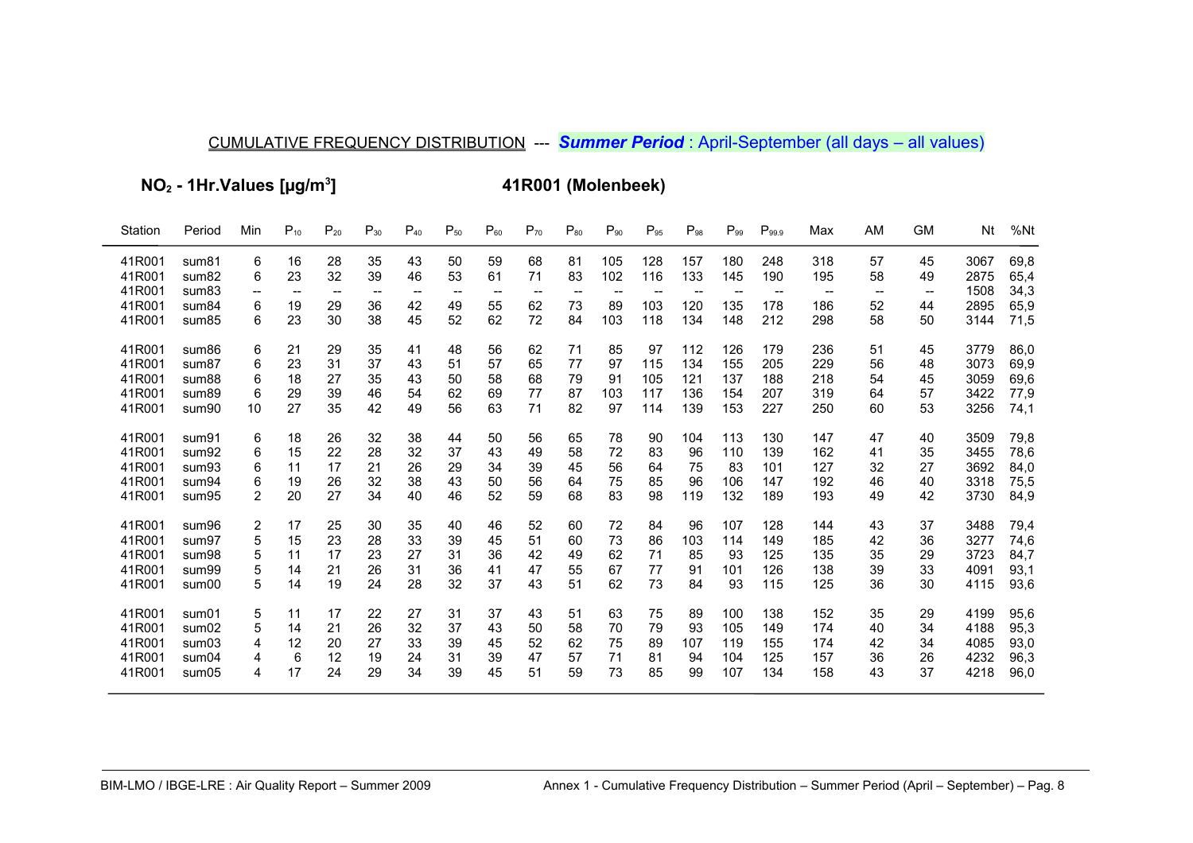## CUMULATIVE FREQUENCY DISTRIBUTION --- ***Summer Period*** : April-September (all days – all values)

### $NO_2$ - 1Hr.Values [µg/m$^3$] 41R001 (Molenbeek)

| Station | Period | Min | $P_{10}$ | $P_{20}$ | $P_{30}$ | $P_{40}$ | $P_{50}$ | $P_{60}$ | $P_{70}$ | $P_{80}$ | $P_{90}$ | $P_{95}$ | $P_{98}$ | $P_{99}$ | $P_{99.9}$ | Max | AM | GM | Nt | %Nt |
|---|---|---|---|---|---|---|---|---|---|---|---|---|---|---|---|---|---|---|---|---|
| 41R001 | sum81 | 6 | 16 | 28 | 35 | 43 | 50 | 59 | 68 | 81 | 105 | 128 | 157 | 180 | 248 | 318 | 57 | 45 | 3067 | 69,8 |
| 41R001 | sum82 | 6 | 23 | 32 | 39 | 46 | 53 | 61 | 71 | 83 | 102 | 116 | 133 | 145 | 190 | 195 | 58 | 49 | 2875 | 65,4 |
| 41R001 | sum83 | -- | -- | -- | -- | -- | -- | -- | -- | -- | -- | -- | -- | -- | -- | -- | -- | -- | 1508 | 34,3 |
| 41R001 | sum84 | 6 | 19 | 29 | 36 | 42 | 49 | 55 | 62 | 73 | 89 | 103 | 120 | 135 | 178 | 186 | 52 | 44 | 2895 | 65,9 |
| 41R001 | sum85 | 6 | 23 | 30 | 38 | 45 | 52 | 62 | 72 | 84 | 103 | 118 | 134 | 148 | 212 | 298 | 58 | 50 | 3144 | 71,5 |
| 41R001 | sum86 | 6 | 21 | 29 | 35 | 41 | 48 | 56 | 62 | 71 | 85 | 97 | 112 | 126 | 179 | 236 | 51 | 45 | 3779 | 86,0 |
| 41R001 | sum87 | 6 | 23 | 31 | 37 | 43 | 51 | 57 | 65 | 77 | 97 | 115 | 134 | 155 | 205 | 229 | 56 | 48 | 3073 | 69,9 |
| 41R001 | sum88 | 6 | 18 | 27 | 35 | 43 | 50 | 58 | 68 | 79 | 91 | 105 | 121 | 137 | 188 | 218 | 54 | 45 | 3059 | 69,6 |
| 41R001 | sum89 | 6 | 29 | 39 | 46 | 54 | 62 | 69 | 77 | 87 | 103 | 117 | 136 | 154 | 207 | 319 | 64 | 57 | 3422 | 77,9 |
| 41R001 | sum90 | 10 | 27 | 35 | 42 | 49 | 56 | 63 | 71 | 82 | 97 | 114 | 139 | 153 | 227 | 250 | 60 | 53 | 3256 | 74,1 |
| 41R001 | sum91 | 6 | 18 | 26 | 32 | 38 | 44 | 50 | 56 | 65 | 78 | 90 | 104 | 113 | 130 | 147 | 47 | 40 | 3509 | 79,8 |
| 41R001 | sum92 | 6 | 15 | 22 | 28 | 32 | 37 | 43 | 49 | 58 | 72 | 83 | 96 | 110 | 139 | 162 | 41 | 35 | 3455 | 78,6 |
| 41R001 | sum93 | 6 | 11 | 17 | 21 | 26 | 29 | 34 | 39 | 45 | 56 | 64 | 75 | 83 | 101 | 127 | 32 | 27 | 3692 | 84,0 |
| 41R001 | sum94 | 6 | 19 | 26 | 32 | 38 | 43 | 50 | 56 | 64 | 75 | 85 | 96 | 106 | 147 | 192 | 46 | 40 | 3318 | 75,5 |
| 41R001 | sum95 | 2 | 20 | 27 | 34 | 40 | 46 | 52 | 59 | 68 | 83 | 98 | 119 | 132 | 189 | 193 | 49 | 42 | 3730 | 84,9 |
| 41R001 | sum96 | 2 | 17 | 25 | 30 | 35 | 40 | 46 | 52 | 60 | 72 | 84 | 96 | 107 | 128 | 144 | 43 | 37 | 3488 | 79,4 |
| 41R001 | sum97 | 5 | 15 | 23 | 28 | 33 | 39 | 45 | 51 | 60 | 73 | 86 | 103 | 114 | 149 | 185 | 42 | 36 | 3277 | 74,6 |
| 41R001 | sum98 | 5 | 11 | 17 | 23 | 27 | 31 | 36 | 42 | 49 | 62 | 71 | 85 | 93 | 125 | 135 | 35 | 29 | 3723 | 84,7 |
| 41R001 | sum99 | 5 | 14 | 21 | 26 | 31 | 36 | 41 | 47 | 55 | 67 | 77 | 91 | 101 | 126 | 138 | 39 | 33 | 4091 | 93,1 |
| 41R001 | sum00 | 5 | 14 | 19 | 24 | 28 | 32 | 37 | 43 | 51 | 62 | 73 | 84 | 93 | 115 | 125 | 36 | 30 | 4115 | 93,6 |
| 41R001 | sum01 | 5 | 11 | 17 | 22 | 27 | 31 | 37 | 43 | 51 | 63 | 75 | 89 | 100 | 138 | 152 | 35 | 29 | 4199 | 95,6 |
| 41R001 | sum02 | 5 | 14 | 21 | 26 | 32 | 37 | 43 | 50 | 58 | 70 | 79 | 93 | 105 | 149 | 174 | 40 | 34 | 4188 | 95,3 |
| 41R001 | sum03 | 4 | 12 | 20 | 27 | 33 | 39 | 45 | 52 | 62 | 75 | 89 | 107 | 119 | 155 | 174 | 42 | 34 | 4085 | 93,0 |
| 41R001 | sum04 | 4 | 6 | 12 | 19 | 24 | 31 | 39 | 47 | 57 | 71 | 81 | 94 | 104 | 125 | 157 | 36 | 26 | 4232 | 96,3 |
| 41R001 | sum05 | 4 | 17 | 24 | 29 | 34 | 39 | 45 | 51 | 59 | 73 | 85 | 99 | 107 | 134 | 158 | 43 | 37 | 4218 | 96,0 |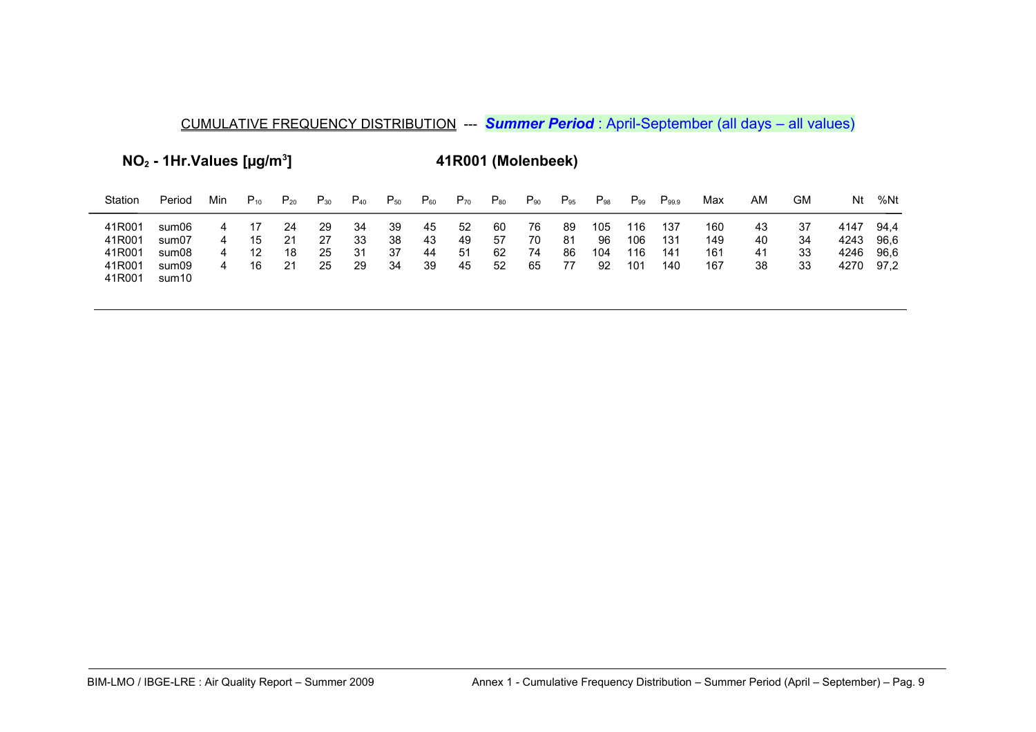CUMULATIVE FREQUENCY DISTRIBUTION --- ***Summer Period*** : April-September (all days – all values)

**$NO_2$ - 1Hr.Values [µg/m³]** **41R001 (Molenbeek)**

| Station | Period | Min | $P_{10}$ | $P_{20}$ | $P_{30}$ | $P_{40}$ | $P_{50}$ | $P_{60}$ | $P_{70}$ | $P_{80}$ | $P_{90}$ | $P_{95}$ | $P_{98}$ | $P_{99}$ | $P_{99.9}$ | Max | AM | GM | Nt | %Nt |
|---|---|---|---|---|---|---|---|---|---|---|---|---|---|---|---|---|---|---|---|---|
| 41R001 | sum06 | 4 | 17 | 24 | 29 | 34 | 39 | 45 | 52 | 60 | 76 | 89 | 105 | 116 | 137 | 160 | 43 | 37 | 4147 | 94,4 |
| 41R001 | sum07 | 4 | 15 | 21 | 27 | 33 | 38 | 43 | 49 | 57 | 70 | 81 | 96 | 106 | 131 | 149 | 40 | 34 | 4243 | 96,6 |
| 41R001 | sum08 | 4 | 12 | 18 | 25 | 31 | 37 | 44 | 51 | 62 | 74 | 86 | 104 | 116 | 141 | 161 | 41 | 33 | 4246 | 96,6 |
| 41R001 | sum09 | 4 | 16 | 21 | 25 | 29 | 34 | 39 | 45 | 52 | 65 | 77 | 92 | 101 | 140 | 167 | 38 | 33 | 4270 | 97,2 |
| 41R001 | sum10 | | | | | | | | | | | | | | | | | | | |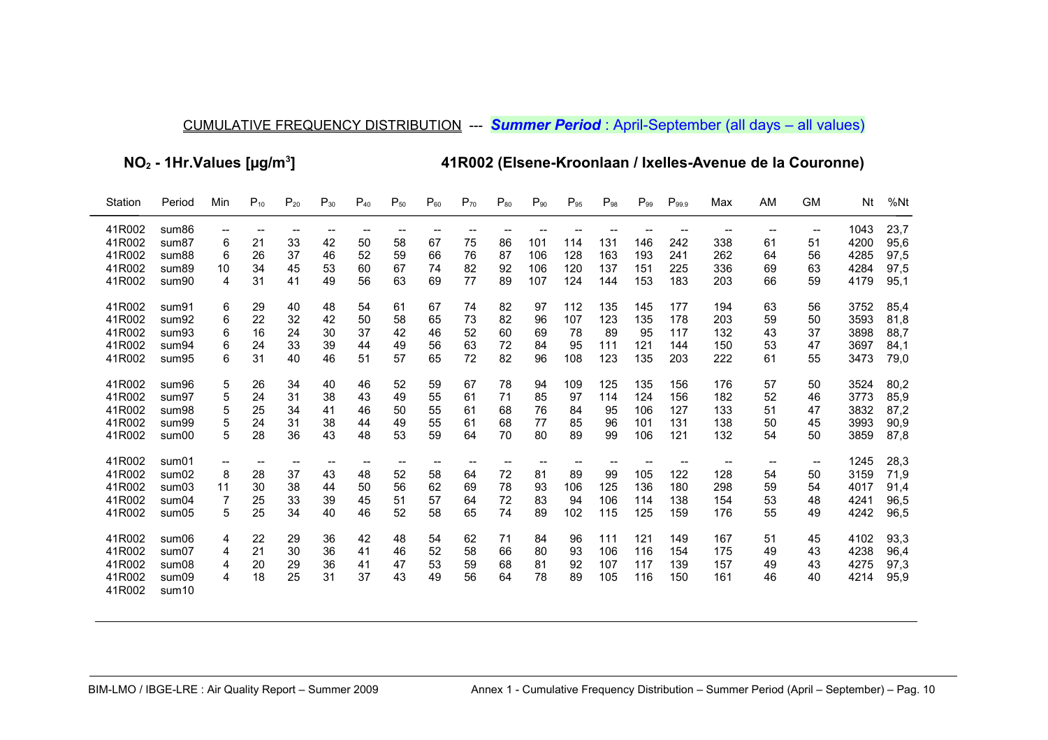CUMULATIVE FREQUENCY DISTRIBUTION --- ***Summer Period*** : April-September (all days – all values)

**$NO_2$ - 1Hr.Values [µg/m³]** **41R002 (Elsene-Kroonlaan / Ixelles-Avenue de la Couronne)**

| Station | Period | Min | $P_{10}$ | $P_{20}$ | $P_{30}$ | $P_{40}$ | $P_{50}$ | $P_{60}$ | $P_{70}$ | $P_{80}$ | $P_{90}$ | $P_{95}$ | $P_{98}$ | $P_{99}$ | $P_{99.9}$ | Max | AM | GM | Nt | %Nt |
|---|---|---|---|---|---|---|---|---|---|---|---|---|---|---|---|---|---|---|---|---|
| 41R002 | sum86 | -- | -- | -- | -- | -- | -- | -- | -- | -- | -- | -- | -- | -- | -- | -- | -- | -- | 1043 | 23,7 |
| 41R002 | sum87 | 6 | 21 | 33 | 42 | 50 | 58 | 67 | 75 | 86 | 101 | 114 | 131 | 146 | 242 | 338 | 61 | 51 | 4200 | 95,6 |
| 41R002 | sum88 | 6 | 26 | 37 | 46 | 52 | 59 | 66 | 76 | 87 | 106 | 128 | 163 | 193 | 241 | 262 | 64 | 56 | 4285 | 97,5 |
| 41R002 | sum89 | 10 | 34 | 45 | 53 | 60 | 67 | 74 | 82 | 92 | 106 | 120 | 137 | 151 | 225 | 336 | 69 | 63 | 4284 | 97,5 |
| 41R002 | sum90 | 4 | 31 | 41 | 49 | 56 | 63 | 69 | 77 | 89 | 107 | 124 | 144 | 153 | 183 | 203 | 66 | 59 | 4179 | 95,1 |
| 41R002 | sum91 | 6 | 29 | 40 | 48 | 54 | 61 | 67 | 74 | 82 | 97 | 112 | 135 | 145 | 177 | 194 | 63 | 56 | 3752 | 85,4 |
| 41R002 | sum92 | 6 | 22 | 32 | 42 | 50 | 58 | 65 | 73 | 82 | 96 | 107 | 123 | 135 | 178 | 203 | 59 | 50 | 3593 | 81,8 |
| 41R002 | sum93 | 6 | 16 | 24 | 30 | 37 | 42 | 46 | 52 | 60 | 69 | 78 | 89 | 95 | 117 | 132 | 43 | 37 | 3898 | 88,7 |
| 41R002 | sum94 | 6 | 24 | 33 | 39 | 44 | 49 | 56 | 63 | 72 | 84 | 95 | 111 | 121 | 144 | 150 | 53 | 47 | 3697 | 84,1 |
| 41R002 | sum95 | 6 | 31 | 40 | 46 | 51 | 57 | 65 | 72 | 82 | 96 | 108 | 123 | 135 | 203 | 222 | 61 | 55 | 3473 | 79,0 |
| 41R002 | sum96 | 5 | 26 | 34 | 40 | 46 | 52 | 59 | 67 | 78 | 94 | 109 | 125 | 135 | 156 | 176 | 57 | 50 | 3524 | 80,2 |
| 41R002 | sum97 | 5 | 24 | 31 | 38 | 43 | 49 | 55 | 61 | 71 | 85 | 97 | 114 | 124 | 156 | 182 | 52 | 46 | 3773 | 85,9 |
| 41R002 | sum98 | 5 | 25 | 34 | 41 | 46 | 50 | 55 | 61 | 68 | 76 | 84 | 95 | 106 | 127 | 133 | 51 | 47 | 3832 | 87,2 |
| 41R002 | sum99 | 5 | 24 | 31 | 38 | 44 | 49 | 55 | 61 | 68 | 77 | 85 | 96 | 101 | 131 | 138 | 50 | 45 | 3993 | 90,9 |
| 41R002 | sum00 | 5 | 28 | 36 | 43 | 48 | 53 | 59 | 64 | 70 | 80 | 89 | 99 | 106 | 121 | 132 | 54 | 50 | 3859 | 87,8 |
| 41R002 | sum01 | -- | -- | -- | -- | -- | -- | -- | -- | -- | -- | -- | -- | -- | -- | -- | -- | -- | 1245 | 28,3 |
| 41R002 | sum02 | 8 | 28 | 37 | 43 | 48 | 52 | 58 | 64 | 72 | 81 | 89 | 99 | 105 | 122 | 128 | 54 | 50 | 3159 | 71,9 |
| 41R002 | sum03 | 11 | 30 | 38 | 44 | 50 | 56 | 62 | 69 | 78 | 93 | 106 | 125 | 136 | 180 | 298 | 59 | 54 | 4017 | 91,4 |
| 41R002 | sum04 | 7 | 25 | 33 | 39 | 45 | 51 | 57 | 64 | 72 | 83 | 94 | 106 | 114 | 138 | 154 | 53 | 48 | 4241 | 96,5 |
| 41R002 | sum05 | 5 | 25 | 34 | 40 | 46 | 52 | 58 | 65 | 74 | 89 | 102 | 115 | 125 | 159 | 176 | 55 | 49 | 4242 | 96,5 |
| 41R002 | sum06 | 4 | 22 | 29 | 36 | 42 | 48 | 54 | 62 | 71 | 84 | 96 | 111 | 121 | 149 | 167 | 51 | 45 | 4102 | 93,3 |
| 41R002 | sum07 | 4 | 21 | 30 | 36 | 41 | 46 | 52 | 58 | 66 | 80 | 93 | 106 | 116 | 154 | 175 | 49 | 43 | 4238 | 96,4 |
| 41R002 | sum08 | 4 | 20 | 29 | 36 | 41 | 47 | 53 | 59 | 68 | 81 | 92 | 107 | 117 | 139 | 157 | 49 | 43 | 4275 | 97,3 |
| 41R002 | sum09 | 4 | 18 | 25 | 31 | 37 | 43 | 49 | 56 | 64 | 78 | 89 | 105 | 116 | 150 | 161 | 46 | 40 | 4214 | 95,9 |
| 41R002 | sum10 | | | | | | | | | | | | | | | | | | | |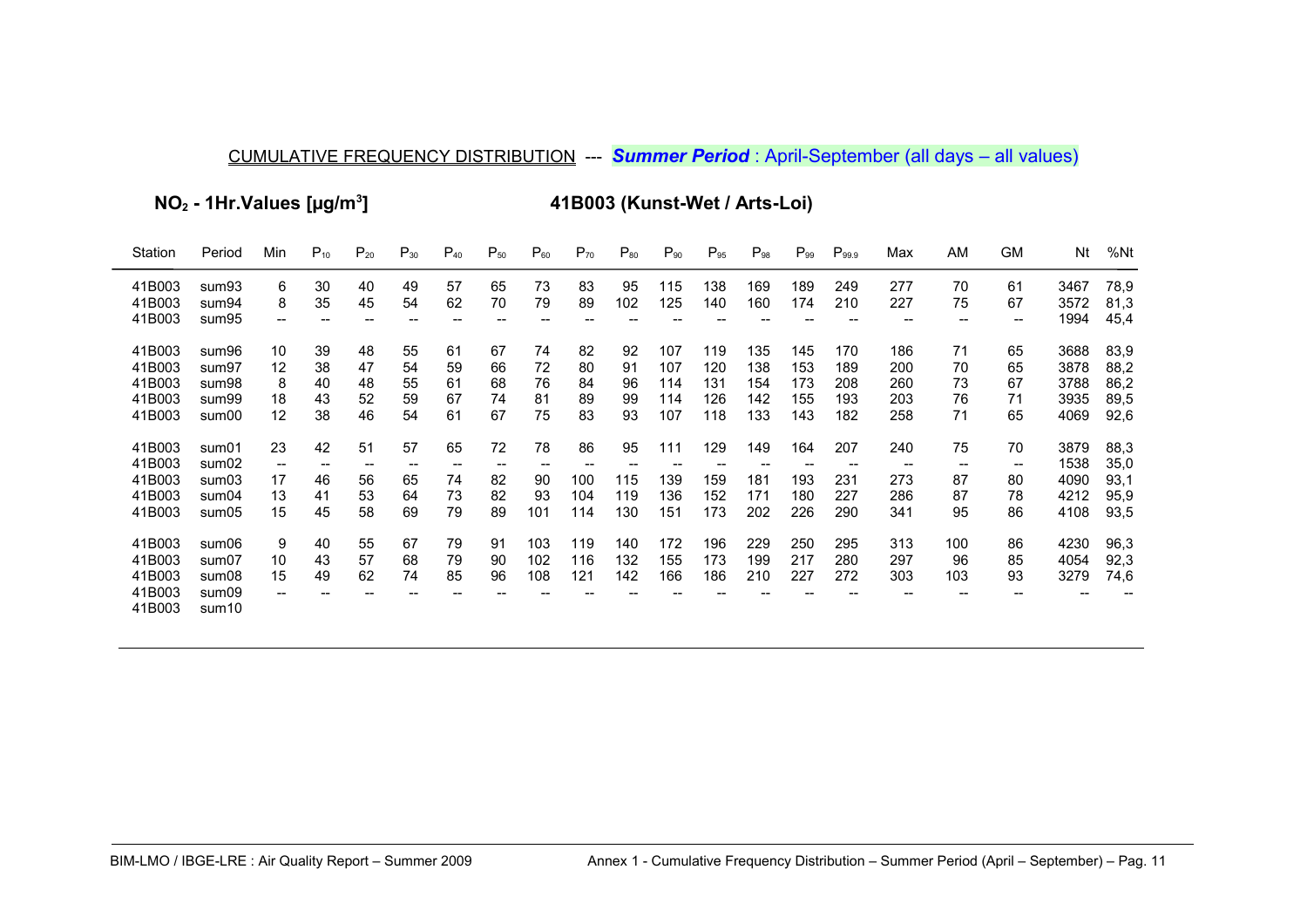CUMULATIVE FREQUENCY DISTRIBUTION --- ***Summer Period*** : April-September (all days – all values)

**$NO_2$ - 1Hr.Values [µg/m$^3$]** **41B003 (Kunst-Wet / Arts-Loi)**

| Station | Period | Min | $P_{10}$ | $P_{20}$ | $P_{30}$ | $P_{40}$ | $P_{50}$ | $P_{60}$ | $P_{70}$ | $P_{80}$ | $P_{90}$ | $P_{95}$ | $P_{98}$ | $P_{99}$ | $P_{99.9}$ | Max | AM | GM | Nt | %Nt |
|---|---|---|---|---|---|---|---|---|---|---|---|---|---|---|---|---|---|---|---|---|
| 41B003 | sum93 | 6 | 30 | 40 | 49 | 57 | 65 | 73 | 83 | 95 | 115 | 138 | 169 | 189 | 249 | 277 | 70 | 61 | 3467 | 78,9 |
| 41B003 | sum94 | 8 | 35 | 45 | 54 | 62 | 70 | 79 | 89 | 102 | 125 | 140 | 160 | 174 | 210 | 227 | 75 | 67 | 3572 | 81,3 |
| 41B003 | sum95 | -- | -- | -- | -- | -- | -- | -- | -- | -- | -- | -- | -- | -- | -- | -- | -- | -- | 1994 | 45,4 |
| 41B003 | sum96 | 10 | 39 | 48 | 55 | 61 | 67 | 74 | 82 | 92 | 107 | 119 | 135 | 145 | 170 | 186 | 71 | 65 | 3688 | 83,9 |
| 41B003 | sum97 | 12 | 38 | 47 | 54 | 59 | 66 | 72 | 80 | 91 | 107 | 120 | 138 | 153 | 189 | 200 | 70 | 65 | 3878 | 88,2 |
| 41B003 | sum98 | 8 | 40 | 48 | 55 | 61 | 68 | 76 | 84 | 96 | 114 | 131 | 154 | 173 | 208 | 260 | 73 | 67 | 3788 | 86,2 |
| 41B003 | sum99 | 18 | 43 | 52 | 59 | 67 | 74 | 81 | 89 | 99 | 114 | 126 | 142 | 155 | 193 | 203 | 76 | 71 | 3935 | 89,5 |
| 41B003 | sum00 | 12 | 38 | 46 | 54 | 61 | 67 | 75 | 83 | 93 | 107 | 118 | 133 | 143 | 182 | 258 | 71 | 65 | 4069 | 92,6 |
| 41B003 | sum01 | 23 | 42 | 51 | 57 | 65 | 72 | 78 | 86 | 95 | 111 | 129 | 149 | 164 | 207 | 240 | 75 | 70 | 3879 | 88,3 |
| 41B003 | sum02 | -- | -- | -- | -- | -- | -- | -- | -- | -- | -- | -- | -- | -- | -- | -- | -- | -- | 1538 | 35,0 |
| 41B003 | sum03 | 17 | 46 | 56 | 65 | 74 | 82 | 90 | 100 | 115 | 139 | 159 | 181 | 193 | 231 | 273 | 87 | 80 | 4090 | 93,1 |
| 41B003 | sum04 | 13 | 41 | 53 | 64 | 73 | 82 | 93 | 104 | 119 | 136 | 152 | 171 | 180 | 227 | 286 | 87 | 78 | 4212 | 95,9 |
| 41B003 | sum05 | 15 | 45 | 58 | 69 | 79 | 89 | 101 | 114 | 130 | 151 | 173 | 202 | 226 | 290 | 341 | 95 | 86 | 4108 | 93,5 |
| 41B003 | sum06 | 9 | 40 | 55 | 67 | 79 | 91 | 103 | 119 | 140 | 172 | 196 | 229 | 250 | 295 | 313 | 100 | 86 | 4230 | 96,3 |
| 41B003 | sum07 | 10 | 43 | 57 | 68 | 79 | 90 | 102 | 116 | 132 | 155 | 173 | 199 | 217 | 280 | 297 | 96 | 85 | 4054 | 92,3 |
| 41B003 | sum08 | 15 | 49 | 62 | 74 | 85 | 96 | 108 | 121 | 142 | 166 | 186 | 210 | 227 | 272 | 303 | 103 | 93 | 3279 | 74,6 |
| 41B003 | sum09 | -- | -- | -- | -- | -- | -- | -- | -- | -- | -- | -- | -- | -- | -- | -- | -- | -- | -- | -- |
| 41B003 | sum10 | | | | | | | | | | | | | | | | | | | |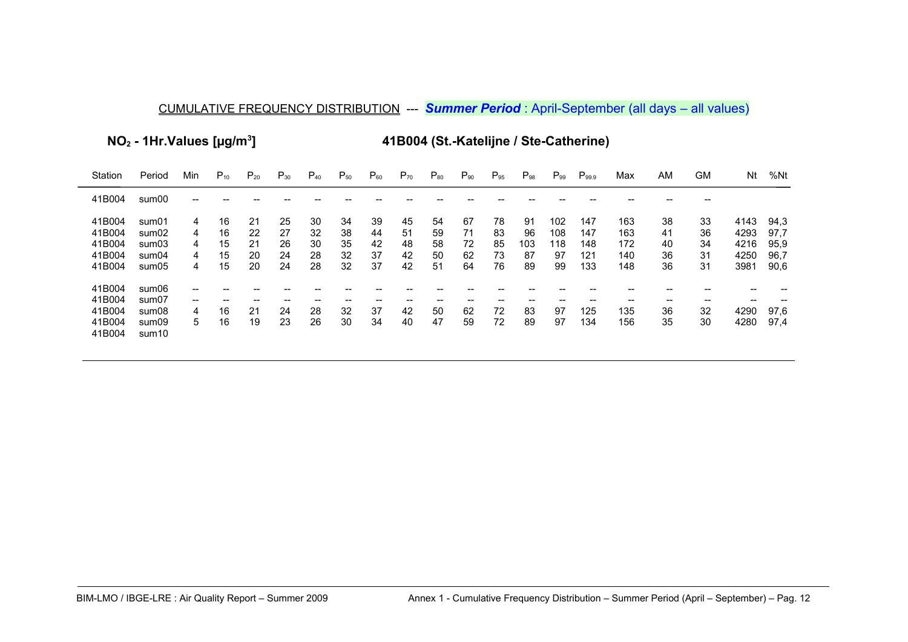CUMULATIVE FREQUENCY DISTRIBUTION --- ***Summer Period*** : April-September (all days – all values)

**$NO_2$ - 1Hr.Values [µg/m$^3$]** **41B004 (St.-Katelijne / Ste-Catherine)**

| Station | Period | Min | $P_{10}$ | $P_{20}$ | $P_{30}$ | $P_{40}$ | $P_{50}$ | $P_{60}$ | $P_{70}$ | $P_{80}$ | $P_{90}$ | $P_{95}$ | $P_{98}$ | $P_{99}$ | $P_{99.9}$ | Max | AM | GM | Nt | %Nt |
|---|---|---|---|---|---|---|---|---|---|---|---|---|---|---|---|---|---|---|---|---|
| 41B004 | sum00 | -- | -- | -- | -- | -- | -- | -- | -- | -- | -- | -- | -- | -- | -- | -- | -- | -- | | |
| 41B004 | sum01 | 4 | 16 | 21 | 25 | 30 | 34 | 39 | 45 | 54 | 67 | 78 | 91 | 102 | 147 | 163 | 38 | 33 | 4143 | 94,3 |
| 41B004 | sum02 | 4 | 16 | 22 | 27 | 32 | 38 | 44 | 51 | 59 | 71 | 83 | 96 | 108 | 147 | 163 | 41 | 36 | 4293 | 97,7 |
| 41B004 | sum03 | 4 | 15 | 21 | 26 | 30 | 35 | 42 | 48 | 58 | 72 | 85 | 103 | 118 | 148 | 172 | 40 | 34 | 4216 | 95,9 |
| 41B004 | sum04 | 4 | 15 | 20 | 24 | 28 | 32 | 37 | 42 | 50 | 62 | 73 | 87 | 97 | 121 | 140 | 36 | 31 | 4250 | 96,7 |
| 41B004 | sum05 | 4 | 15 | 20 | 24 | 28 | 32 | 37 | 42 | 51 | 64 | 76 | 89 | 99 | 133 | 148 | 36 | 31 | 3981 | 90,6 |
| 41B004 | sum06 | -- | -- | -- | -- | -- | -- | -- | -- | -- | -- | -- | -- | -- | -- | -- | -- | -- | -- | -- |
| 41B004 | sum07 | -- | -- | -- | -- | -- | -- | -- | -- | -- | -- | -- | -- | -- | -- | -- | -- | -- | -- | -- |
| 41B004 | sum08 | 4 | 16 | 21 | 24 | 28 | 32 | 37 | 42 | 50 | 62 | 72 | 83 | 97 | 125 | 135 | 36 | 32 | 4290 | 97,6 |
| 41B004 | sum09 | 5 | 16 | 19 | 23 | 26 | 30 | 34 | 40 | 47 | 59 | 72 | 89 | 97 | 134 | 156 | 35 | 30 | 4280 | 97,4 |
| 41B004 | sum10 | | | | | | | | | | | | | | | | | | | |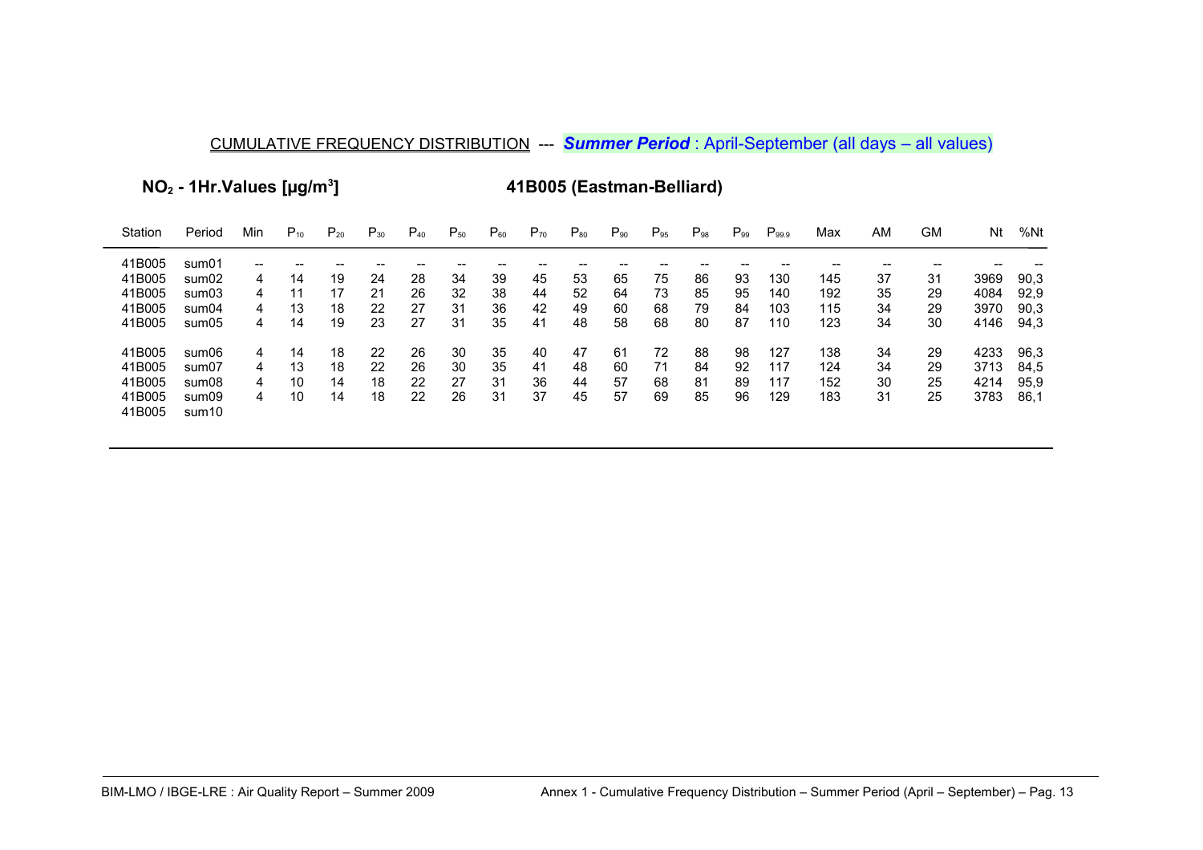## CUMULATIVE FREQUENCY DISTRIBUTION --- ***Summer Period*** : April-September (all days – all values)

### $NO_2$ - 1Hr.Values [µg/m$^3$] &nbsp;&nbsp;&nbsp;&nbsp; 41B005 (Eastman-Belliard)

| Station | Period | Min | $P_{10}$ | $P_{20}$ | $P_{30}$ | $P_{40}$ | $P_{50}$ | $P_{60}$ | $P_{70}$ | $P_{80}$ | $P_{90}$ | $P_{95}$ | $P_{98}$ | $P_{99}$ | $P_{99.9}$ | Max | AM | GM | Nt | %Nt |
|---|---|---|---|---|---|---|---|---|---|---|---|---|---|---|---|---|---|---|---|---|
| 41B005 | sum01 | -- | -- | -- | -- | -- | -- | -- | -- | -- | -- | -- | -- | -- | -- | -- | -- | -- | -- | -- |
| 41B005 | sum02 | 4 | 14 | 19 | 24 | 28 | 34 | 39 | 45 | 53 | 65 | 75 | 86 | 93 | 130 | 145 | 37 | 31 | 3969 | 90,3 |
| 41B005 | sum03 | 4 | 11 | 17 | 21 | 26 | 32 | 38 | 44 | 52 | 64 | 73 | 85 | 95 | 140 | 192 | 35 | 29 | 4084 | 92,9 |
| 41B005 | sum04 | 4 | 13 | 18 | 22 | 27 | 31 | 36 | 42 | 49 | 60 | 68 | 79 | 84 | 103 | 115 | 34 | 29 | 3970 | 90,3 |
| 41B005 | sum05 | 4 | 14 | 19 | 23 | 27 | 31 | 35 | 41 | 48 | 58 | 68 | 80 | 87 | 110 | 123 | 34 | 30 | 4146 | 94,3 |
| 41B005 | sum06 | 4 | 14 | 18 | 22 | 26 | 30 | 35 | 40 | 47 | 61 | 72 | 88 | 98 | 127 | 138 | 34 | 29 | 4233 | 96,3 |
| 41B005 | sum07 | 4 | 13 | 18 | 22 | 26 | 30 | 35 | 41 | 48 | 60 | 71 | 84 | 92 | 117 | 124 | 34 | 29 | 3713 | 84,5 |
| 41B005 | sum08 | 4 | 10 | 14 | 18 | 22 | 27 | 31 | 36 | 44 | 57 | 68 | 81 | 89 | 117 | 152 | 30 | 25 | 4214 | 95,9 |
| 41B005 | sum09 | 4 | 10 | 14 | 18 | 22 | 26 | 31 | 37 | 45 | 57 | 69 | 85 | 96 | 129 | 183 | 31 | 25 | 3783 | 86,1 |
| 41B005 | sum10 | | | | | | | | | | | | | | | | | | | |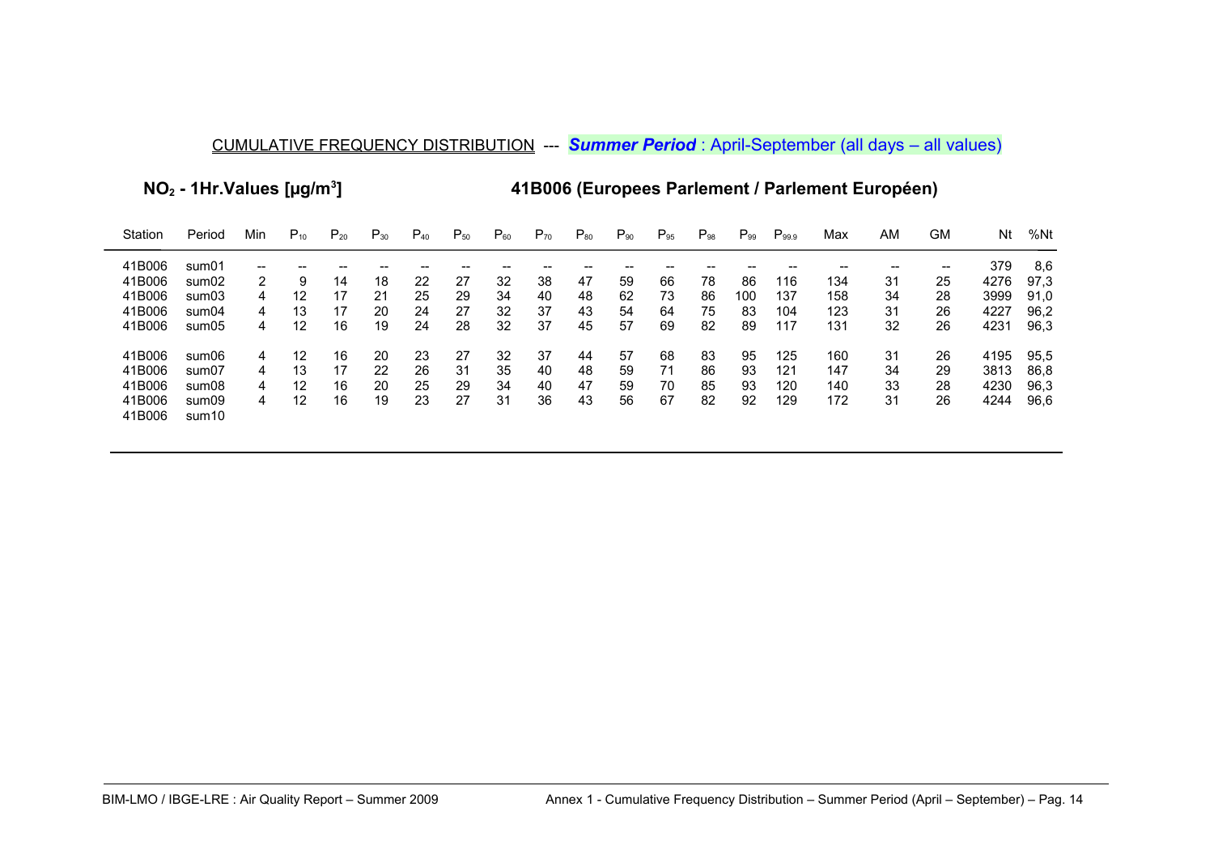CUMULATIVE FREQUENCY DISTRIBUTION --- ***Summer Period*** : April-September (all days – all values)

## $NO_2$ - 1Hr.Values [µg/m$^3$]

## 41B006 (Europees Parlement / Parlement Européen)

| Station | Period | Min | $P_{10}$ | $P_{20}$ | $P_{30}$ | $P_{40}$ | $P_{50}$ | $P_{60}$ | $P_{70}$ | $P_{80}$ | $P_{90}$ | $P_{95}$ | $P_{98}$ | $P_{99}$ | $P_{99.9}$ | Max | AM | GM | Nt | %Nt |
|---|---|---|---|---|---|---|---|---|---|---|---|---|---|---|---|---|---|---|---|---|
| 41B006 | sum01 | -- | -- | -- | -- | -- | -- | -- | -- | -- | -- | -- | -- | -- | -- | -- | -- | -- | 379 | 8,6 |
| 41B006 | sum02 | 2 | 9 | 14 | 18 | 22 | 27 | 32 | 38 | 47 | 59 | 66 | 78 | 86 | 116 | 134 | 31 | 25 | 4276 | 97,3 |
| 41B006 | sum03 | 4 | 12 | 17 | 21 | 25 | 29 | 34 | 40 | 48 | 62 | 73 | 86 | 100 | 137 | 158 | 34 | 28 | 3999 | 91,0 |
| 41B006 | sum04 | 4 | 13 | 17 | 20 | 24 | 27 | 32 | 37 | 43 | 54 | 64 | 75 | 83 | 104 | 123 | 31 | 26 | 4227 | 96,2 |
| 41B006 | sum05 | 4 | 12 | 16 | 19 | 24 | 28 | 32 | 37 | 45 | 57 | 69 | 82 | 89 | 117 | 131 | 32 | 26 | 4231 | 96,3 |
| 41B006 | sum06 | 4 | 12 | 16 | 20 | 23 | 27 | 32 | 37 | 44 | 57 | 68 | 83 | 95 | 125 | 160 | 31 | 26 | 4195 | 95,5 |
| 41B006 | sum07 | 4 | 13 | 17 | 22 | 26 | 31 | 35 | 40 | 48 | 59 | 71 | 86 | 93 | 121 | 147 | 34 | 29 | 3813 | 86,8 |
| 41B006 | sum08 | 4 | 12 | 16 | 20 | 25 | 29 | 34 | 40 | 47 | 59 | 70 | 85 | 93 | 120 | 140 | 33 | 28 | 4230 | 96,3 |
| 41B006 | sum09 | 4 | 12 | 16 | 19 | 23 | 27 | 31 | 36 | 43 | 56 | 67 | 82 | 92 | 129 | 172 | 31 | 26 | 4244 | 96,6 |
| 41B006 | sum10 | | | | | | | | | | | | | | | | | | | |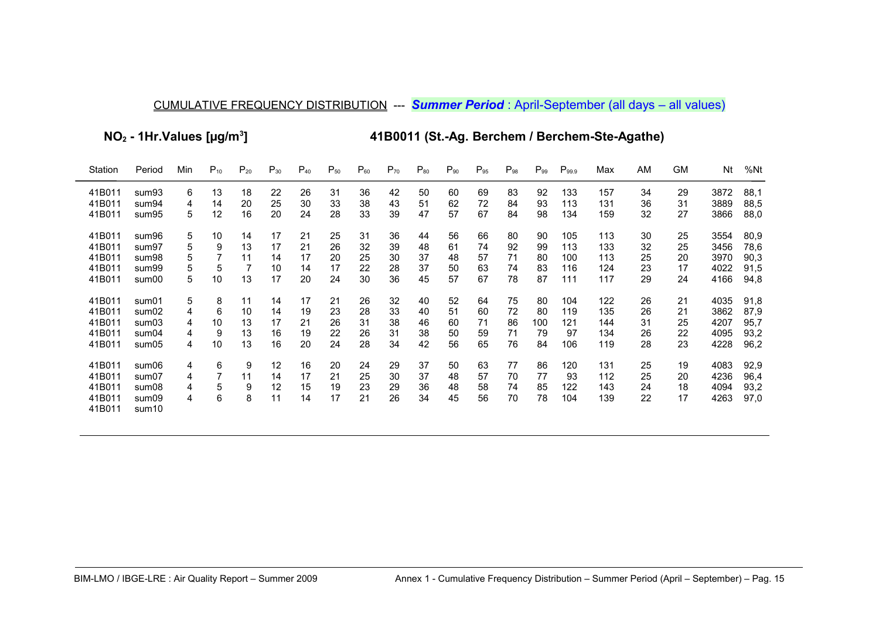CUMULATIVE FREQUENCY DISTRIBUTION --- ***Summer Period*** : April-September (all days – all values)

**$NO_2$ - 1Hr.Values [µg/m³]** **41B0011 (St.-Ag. Berchem / Berchem-Ste-Agathe)**

| Station | Period | Min | $P_{10}$ | $P_{20}$ | $P_{30}$ | $P_{40}$ | $P_{50}$ | $P_{60}$ | $P_{70}$ | $P_{80}$ | $P_{90}$ | $P_{95}$ | $P_{98}$ | $P_{99}$ | $P_{99.9}$ | Max | AM | GM | Nt | %Nt |
|---|---|---|---|---|---|---|---|---|---|---|---|---|---|---|---|---|---|---|---|---|
| 41B011 | sum93 | 6 | 13 | 18 | 22 | 26 | 31 | 36 | 42 | 50 | 60 | 69 | 83 | 92 | 133 | 157 | 34 | 29 | 3872 | 88,1 |
| 41B011 | sum94 | 4 | 14 | 20 | 25 | 30 | 33 | 38 | 43 | 51 | 62 | 72 | 84 | 93 | 113 | 131 | 36 | 31 | 3889 | 88,5 |
| 41B011 | sum95 | 5 | 12 | 16 | 20 | 24 | 28 | 33 | 39 | 47 | 57 | 67 | 84 | 98 | 134 | 159 | 32 | 27 | 3866 | 88,0 |
| 41B011 | sum96 | 5 | 10 | 14 | 17 | 21 | 25 | 31 | 36 | 44 | 56 | 66 | 80 | 90 | 105 | 113 | 30 | 25 | 3554 | 80,9 |
| 41B011 | sum97 | 5 | 9 | 13 | 17 | 21 | 26 | 32 | 39 | 48 | 61 | 74 | 92 | 99 | 113 | 133 | 32 | 25 | 3456 | 78,6 |
| 41B011 | sum98 | 5 | 7 | 11 | 14 | 17 | 20 | 25 | 30 | 37 | 48 | 57 | 71 | 80 | 100 | 113 | 25 | 20 | 3970 | 90,3 |
| 41B011 | sum99 | 5 | 5 | 7 | 10 | 14 | 17 | 22 | 28 | 37 | 50 | 63 | 74 | 83 | 116 | 124 | 23 | 17 | 4022 | 91,5 |
| 41B011 | sum00 | 5 | 10 | 13 | 17 | 20 | 24 | 30 | 36 | 45 | 57 | 67 | 78 | 87 | 111 | 117 | 29 | 24 | 4166 | 94,8 |
| 41B011 | sum01 | 5 | 8 | 11 | 14 | 17 | 21 | 26 | 32 | 40 | 52 | 64 | 75 | 80 | 104 | 122 | 26 | 21 | 4035 | 91,8 |
| 41B011 | sum02 | 4 | 6 | 10 | 14 | 19 | 23 | 28 | 33 | 40 | 51 | 60 | 72 | 80 | 119 | 135 | 26 | 21 | 3862 | 87,9 |
| 41B011 | sum03 | 4 | 10 | 13 | 17 | 21 | 26 | 31 | 38 | 46 | 60 | 71 | 86 | 100 | 121 | 144 | 31 | 25 | 4207 | 95,7 |
| 41B011 | sum04 | 4 | 9 | 13 | 16 | 19 | 22 | 26 | 31 | 38 | 50 | 59 | 71 | 79 | 97 | 134 | 26 | 22 | 4095 | 93,2 |
| 41B011 | sum05 | 4 | 10 | 13 | 16 | 20 | 24 | 28 | 34 | 42 | 56 | 65 | 76 | 84 | 106 | 119 | 28 | 23 | 4228 | 96,2 |
| 41B011 | sum06 | 4 | 6 | 9 | 12 | 16 | 20 | 24 | 29 | 37 | 50 | 63 | 77 | 86 | 120 | 131 | 25 | 19 | 4083 | 92,9 |
| 41B011 | sum07 | 4 | 7 | 11 | 14 | 17 | 21 | 25 | 30 | 37 | 48 | 57 | 70 | 77 | 93 | 112 | 25 | 20 | 4236 | 96,4 |
| 41B011 | sum08 | 4 | 5 | 9 | 12 | 15 | 19 | 23 | 29 | 36 | 48 | 58 | 74 | 85 | 122 | 143 | 24 | 18 | 4094 | 93,2 |
| 41B011 | sum09 | 4 | 6 | 8 | 11 | 14 | 17 | 21 | 26 | 34 | 45 | 56 | 70 | 78 | 104 | 139 | 22 | 17 | 4263 | 97,0 |
| 41B011 | sum10 | | | | | | | | | | | | | | | | | | | |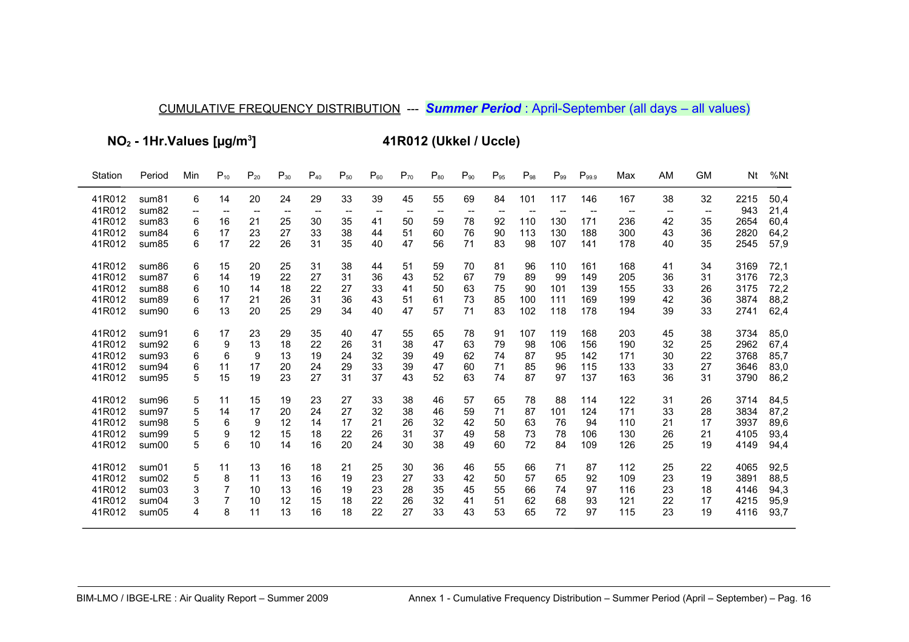## CUMULATIVE FREQUENCY DISTRIBUTION --- ***Summer Period*** : April-September (all days – all values)

### $NO_2$ - 1Hr.Values [µg/m$^3$] 41R012 (Ukkel / Uccle)

| Station | Period | Min | $P_{10}$ | $P_{20}$ | $P_{30}$ | $P_{40}$ | $P_{50}$ | $P_{60}$ | $P_{70}$ | $P_{80}$ | $P_{90}$ | $P_{95}$ | $P_{98}$ | $P_{99}$ | $P_{99.9}$ | Max | AM | GM | Nt | %Nt |
|---|---|---|---|---|---|---|---|---|---|---|---|---|---|---|---|---|---|---|---|---|
| 41R012 | sum81 | 6 | 14 | 20 | 24 | 29 | 33 | 39 | 45 | 55 | 69 | 84 | 101 | 117 | 146 | 167 | 38 | 32 | 2215 | 50,4 |
| 41R012 | sum82 | -- | -- | -- | -- | -- | -- | -- | -- | -- | -- | -- | -- | -- | -- | -- | -- | -- | 943 | 21,4 |
| 41R012 | sum83 | 6 | 16 | 21 | 25 | 30 | 35 | 41 | 50 | 59 | 78 | 92 | 110 | 130 | 171 | 236 | 42 | 35 | 2654 | 60,4 |
| 41R012 | sum84 | 6 | 17 | 23 | 27 | 33 | 38 | 44 | 51 | 60 | 76 | 90 | 113 | 130 | 188 | 300 | 43 | 36 | 2820 | 64,2 |
| 41R012 | sum85 | 6 | 17 | 22 | 26 | 31 | 35 | 40 | 47 | 56 | 71 | 83 | 98 | 107 | 141 | 178 | 40 | 35 | 2545 | 57,9 |
| 41R012 | sum86 | 6 | 15 | 20 | 25 | 31 | 38 | 44 | 51 | 59 | 70 | 81 | 96 | 110 | 161 | 168 | 41 | 34 | 3169 | 72,1 |
| 41R012 | sum87 | 6 | 14 | 19 | 22 | 27 | 31 | 36 | 43 | 52 | 67 | 79 | 89 | 99 | 149 | 205 | 36 | 31 | 3176 | 72,3 |
| 41R012 | sum88 | 6 | 10 | 14 | 18 | 22 | 27 | 33 | 41 | 50 | 63 | 75 | 90 | 101 | 139 | 155 | 33 | 26 | 3175 | 72,2 |
| 41R012 | sum89 | 6 | 17 | 21 | 26 | 31 | 36 | 43 | 51 | 61 | 73 | 85 | 100 | 111 | 169 | 199 | 42 | 36 | 3874 | 88,2 |
| 41R012 | sum90 | 6 | 13 | 20 | 25 | 29 | 34 | 40 | 47 | 57 | 71 | 83 | 102 | 118 | 178 | 194 | 39 | 33 | 2741 | 62,4 |
| 41R012 | sum91 | 6 | 17 | 23 | 29 | 35 | 40 | 47 | 55 | 65 | 78 | 91 | 107 | 119 | 168 | 203 | 45 | 38 | 3734 | 85,0 |
| 41R012 | sum92 | 6 | 9 | 13 | 18 | 22 | 26 | 31 | 38 | 47 | 63 | 79 | 98 | 106 | 156 | 190 | 32 | 25 | 2962 | 67,4 |
| 41R012 | sum93 | 6 | 6 | 9 | 13 | 19 | 24 | 32 | 39 | 49 | 62 | 74 | 87 | 95 | 142 | 171 | 30 | 22 | 3768 | 85,7 |
| 41R012 | sum94 | 6 | 11 | 17 | 20 | 24 | 29 | 33 | 39 | 47 | 60 | 71 | 85 | 96 | 115 | 133 | 33 | 27 | 3646 | 83,0 |
| 41R012 | sum95 | 5 | 15 | 19 | 23 | 27 | 31 | 37 | 43 | 52 | 63 | 74 | 87 | 97 | 137 | 163 | 36 | 31 | 3790 | 86,2 |
| 41R012 | sum96 | 5 | 11 | 15 | 19 | 23 | 27 | 33 | 38 | 46 | 57 | 65 | 78 | 88 | 114 | 122 | 31 | 26 | 3714 | 84,5 |
| 41R012 | sum97 | 5 | 14 | 17 | 20 | 24 | 27 | 32 | 38 | 46 | 59 | 71 | 87 | 101 | 124 | 171 | 33 | 28 | 3834 | 87,2 |
| 41R012 | sum98 | 5 | 6 | 9 | 12 | 14 | 17 | 21 | 26 | 32 | 42 | 50 | 63 | 76 | 94 | 110 | 21 | 17 | 3937 | 89,6 |
| 41R012 | sum99 | 5 | 9 | 12 | 15 | 18 | 22 | 26 | 31 | 37 | 49 | 58 | 73 | 78 | 106 | 130 | 26 | 21 | 4105 | 93,4 |
| 41R012 | sum00 | 5 | 6 | 10 | 14 | 16 | 20 | 24 | 30 | 38 | 49 | 60 | 72 | 84 | 109 | 126 | 25 | 19 | 4149 | 94,4 |
| 41R012 | sum01 | 5 | 11 | 13 | 16 | 18 | 21 | 25 | 30 | 36 | 46 | 55 | 66 | 71 | 87 | 112 | 25 | 22 | 4065 | 92,5 |
| 41R012 | sum02 | 5 | 8 | 11 | 13 | 16 | 19 | 23 | 27 | 33 | 42 | 50 | 57 | 65 | 92 | 109 | 23 | 19 | 3891 | 88,5 |
| 41R012 | sum03 | 3 | 7 | 10 | 13 | 16 | 19 | 23 | 28 | 35 | 45 | 55 | 66 | 74 | 97 | 116 | 23 | 18 | 4146 | 94,3 |
| 41R012 | sum04 | 3 | 7 | 10 | 12 | 15 | 18 | 22 | 26 | 32 | 41 | 51 | 62 | 68 | 93 | 121 | 22 | 17 | 4215 | 95,9 |
| 41R012 | sum05 | 4 | 8 | 11 | 13 | 16 | 18 | 22 | 27 | 33 | 43 | 53 | 65 | 72 | 97 | 115 | 23 | 19 | 4116 | 93,7 |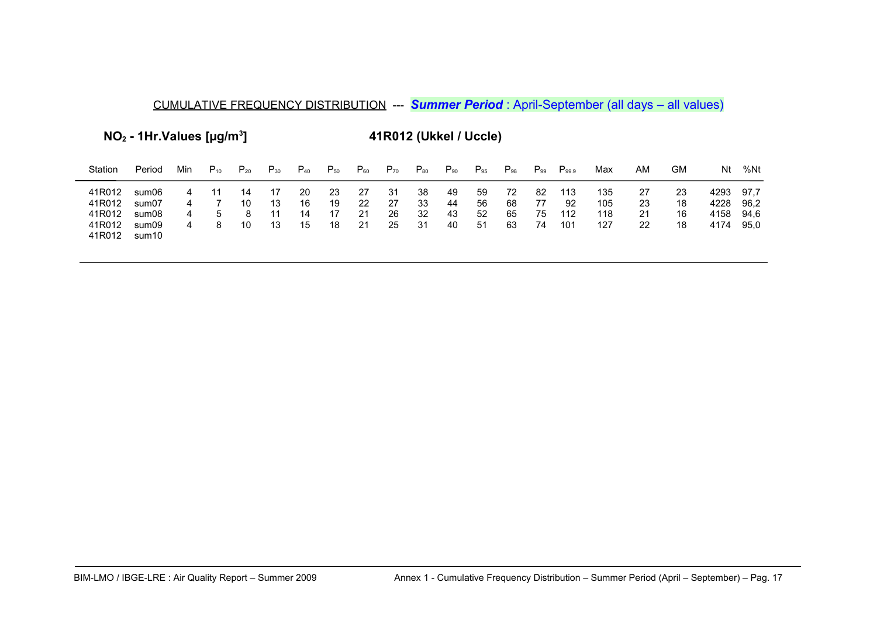## CUMULATIVE FREQUENCY DISTRIBUTION --- ***Summer Period*** : April-September (all days – all values)

### $NO_2$ - 1Hr.Values [µg/m$^3$] 41R012 (Ukkel / Uccle)

| Station | Period | Min | $P_{10}$ | $P_{20}$ | $P_{30}$ | $P_{40}$ | $P_{50}$ | $P_{60}$ | $P_{70}$ | $P_{80}$ | $P_{90}$ | $P_{95}$ | $P_{98}$ | $P_{99}$ | $P_{99.9}$ | Max | AM | GM | Nt | %Nt |
|---|---|---|---|---|---|---|---|---|---|---|---|---|---|---|---|---|---|---|---|---|
| 41R012 | sum06 | 4 | 11 | 14 | 17 | 20 | 23 | 27 | 31 | 38 | 49 | 59 | 72 | 82 | 113 | 135 | 27 | 23 | 4293 | 97,7 |
| 41R012 | sum07 | 4 | 7 | 10 | 13 | 16 | 19 | 22 | 27 | 33 | 44 | 56 | 68 | 77 | 92 | 105 | 23 | 18 | 4228 | 96,2 |
| 41R012 | sum08 | 4 | 5 | 8 | 11 | 14 | 17 | 21 | 26 | 32 | 43 | 52 | 65 | 75 | 112 | 118 | 21 | 16 | 4158 | 94,6 |
| 41R012 | sum09 | 4 | 8 | 10 | 13 | 15 | 18 | 21 | 25 | 31 | 40 | 51 | 63 | 74 | 101 | 127 | 22 | 18 | 4174 | 95,0 |
| 41R012 | sum10 | | | | | | | | | | | | | | | | | | | |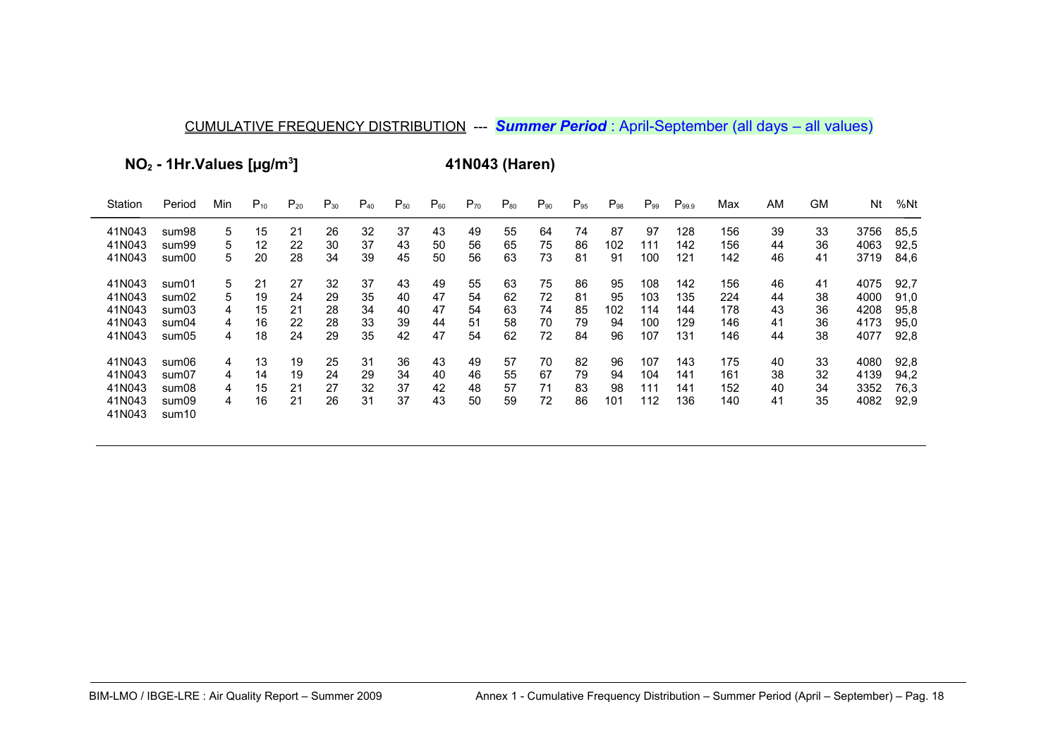CUMULATIVE FREQUENCY DISTRIBUTION --- ***Summer Period*** : April-September (all days – all values)

**$NO_2$ - 1Hr.Values [µg/m$^3$]** **41N043 (Haren)**

| Station | Period | Min | $P_{10}$ | $P_{20}$ | $P_{30}$ | $P_{40}$ | $P_{50}$ | $P_{60}$ | $P_{70}$ | $P_{80}$ | $P_{90}$ | $P_{95}$ | $P_{98}$ | $P_{99}$ | $P_{99.9}$ | Max | AM | GM | Nt | %Nt |
|---|---|---|---|---|---|---|---|---|---|---|---|---|---|---|---|---|---|---|---|---|
| 41N043 | sum98 | 5 | 15 | 21 | 26 | 32 | 37 | 43 | 49 | 55 | 64 | 74 | 87 | 97 | 128 | 156 | 39 | 33 | 3756 | 85,5 |
| 41N043 | sum99 | 5 | 12 | 22 | 30 | 37 | 43 | 50 | 56 | 65 | 75 | 86 | 102 | 111 | 142 | 156 | 44 | 36 | 4063 | 92,5 |
| 41N043 | sum00 | 5 | 20 | 28 | 34 | 39 | 45 | 50 | 56 | 63 | 73 | 81 | 91 | 100 | 121 | 142 | 46 | 41 | 3719 | 84,6 |
| 41N043 | sum01 | 5 | 21 | 27 | 32 | 37 | 43 | 49 | 55 | 63 | 75 | 86 | 95 | 108 | 142 | 156 | 46 | 41 | 4075 | 92,7 |
| 41N043 | sum02 | 5 | 19 | 24 | 29 | 35 | 40 | 47 | 54 | 62 | 72 | 81 | 95 | 103 | 135 | 224 | 44 | 38 | 4000 | 91,0 |
| 41N043 | sum03 | 4 | 15 | 21 | 28 | 34 | 40 | 47 | 54 | 63 | 74 | 85 | 102 | 114 | 144 | 178 | 43 | 36 | 4208 | 95,8 |
| 41N043 | sum04 | 4 | 16 | 22 | 28 | 33 | 39 | 44 | 51 | 58 | 70 | 79 | 94 | 100 | 129 | 146 | 41 | 36 | 4173 | 95,0 |
| 41N043 | sum05 | 4 | 18 | 24 | 29 | 35 | 42 | 47 | 54 | 62 | 72 | 84 | 96 | 107 | 131 | 146 | 44 | 38 | 4077 | 92,8 |
| 41N043 | sum06 | 4 | 13 | 19 | 25 | 31 | 36 | 43 | 49 | 57 | 70 | 82 | 96 | 107 | 143 | 175 | 40 | 33 | 4080 | 92,8 |
| 41N043 | sum07 | 4 | 14 | 19 | 24 | 29 | 34 | 40 | 46 | 55 | 67 | 79 | 94 | 104 | 141 | 161 | 38 | 32 | 4139 | 94,2 |
| 41N043 | sum08 | 4 | 15 | 21 | 27 | 32 | 37 | 42 | 48 | 57 | 71 | 83 | 98 | 111 | 141 | 152 | 40 | 34 | 3352 | 76,3 |
| 41N043 | sum09 | 4 | 16 | 21 | 26 | 31 | 37 | 43 | 50 | 59 | 72 | 86 | 101 | 112 | 136 | 140 | 41 | 35 | 4082 | 92,9 |
| 41N043 | sum10 | | | | | | | | | | | | | | | | | | | |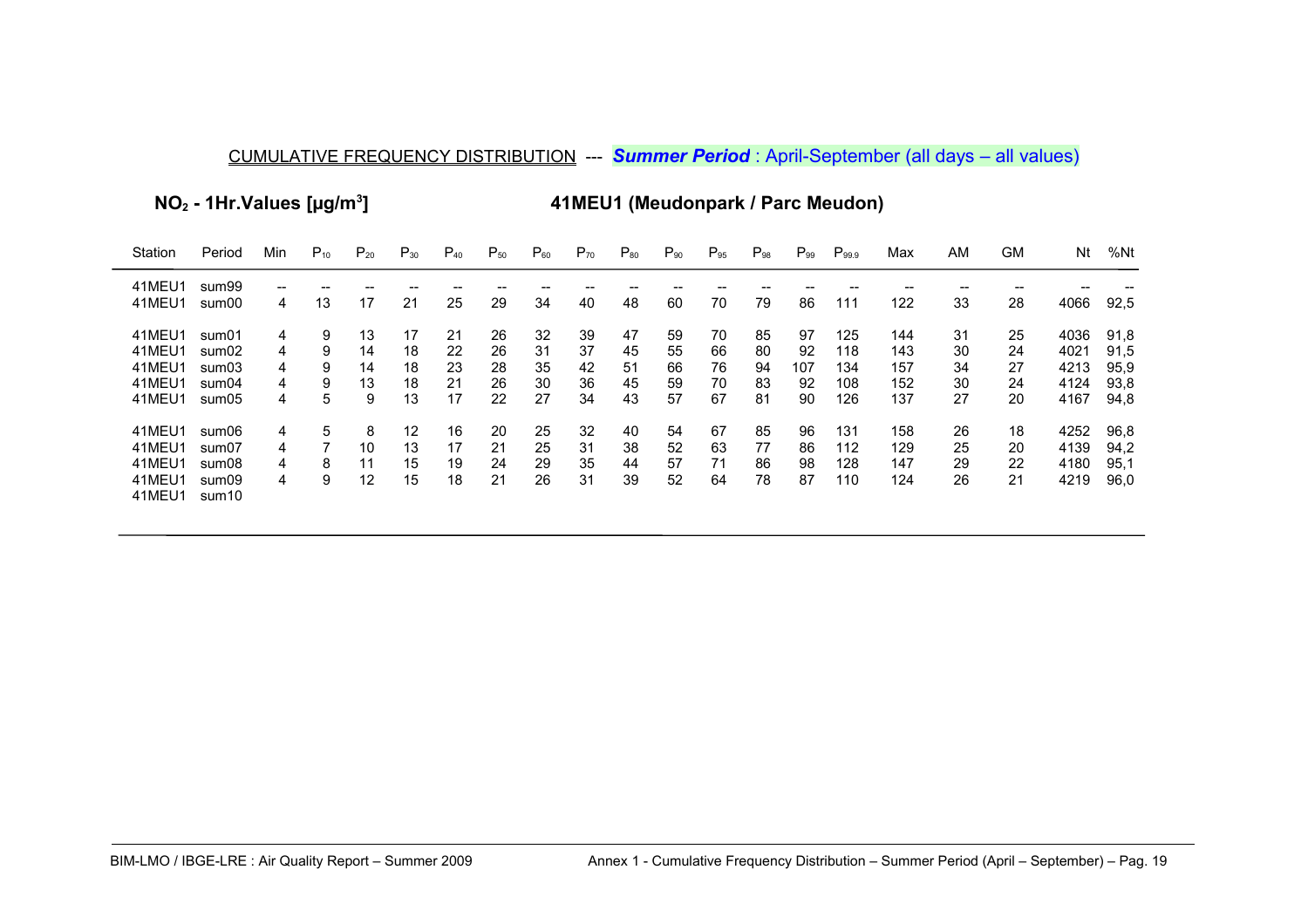CUMULATIVE FREQUENCY DISTRIBUTION --- ***Summer Period*** : April-September (all days – all values)

**$NO_2$ - 1Hr.Values [µg/m³]** **41MEU1 (Meudonpark / Parc Meudon)**

| Station | Period | Min | $P_{10}$ | $P_{20}$ | $P_{30}$ | $P_{40}$ | $P_{50}$ | $P_{60}$ | $P_{70}$ | $P_{80}$ | $P_{90}$ | $P_{95}$ | $P_{98}$ | $P_{99}$ | $P_{99.9}$ | Max | AM | GM | Nt | %Nt |
|---|---|---|---|---|---|---|---|---|---|---|---|---|---|---|---|---|---|---|---|---|
| 41MEU1 | sum99 | -- | -- | -- | -- | -- | -- | -- | -- | -- | -- | -- | -- | -- | -- | -- | -- | -- | -- | -- |
| 41MEU1 | sum00 | 4 | 13 | 17 | 21 | 25 | 29 | 34 | 40 | 48 | 60 | 70 | 79 | 86 | 111 | 122 | 33 | 28 | 4066 | 92,5 |
| 41MEU1 | sum01 | 4 | 9 | 13 | 17 | 21 | 26 | 32 | 39 | 47 | 59 | 70 | 85 | 97 | 125 | 144 | 31 | 25 | 4036 | 91,8 |
| 41MEU1 | sum02 | 4 | 9 | 14 | 18 | 22 | 26 | 31 | 37 | 45 | 55 | 66 | 80 | 92 | 118 | 143 | 30 | 24 | 4021 | 91,5 |
| 41MEU1 | sum03 | 4 | 9 | 14 | 18 | 23 | 28 | 35 | 42 | 51 | 66 | 76 | 94 | 107 | 134 | 157 | 34 | 27 | 4213 | 95,9 |
| 41MEU1 | sum04 | 4 | 9 | 13 | 18 | 21 | 26 | 30 | 36 | 45 | 59 | 70 | 83 | 92 | 108 | 152 | 30 | 24 | 4124 | 93,8 |
| 41MEU1 | sum05 | 4 | 5 | 9 | 13 | 17 | 22 | 27 | 34 | 43 | 57 | 67 | 81 | 90 | 126 | 137 | 27 | 20 | 4167 | 94,8 |
| 41MEU1 | sum06 | 4 | 5 | 8 | 12 | 16 | 20 | 25 | 32 | 40 | 54 | 67 | 85 | 96 | 131 | 158 | 26 | 18 | 4252 | 96,8 |
| 41MEU1 | sum07 | 4 | 7 | 10 | 13 | 17 | 21 | 25 | 31 | 38 | 52 | 63 | 77 | 86 | 112 | 129 | 25 | 20 | 4139 | 94,2 |
| 41MEU1 | sum08 | 4 | 8 | 11 | 15 | 19 | 24 | 29 | 35 | 44 | 57 | 71 | 86 | 98 | 128 | 147 | 29 | 22 | 4180 | 95,1 |
| 41MEU1 | sum09 | 4 | 9 | 12 | 15 | 18 | 21 | 26 | 31 | 39 | 52 | 64 | 78 | 87 | 110 | 124 | 26 | 21 | 4219 | 96,0 |
| 41MEU1 | sum10 | | | | | | | | | | | | | | | | | | | |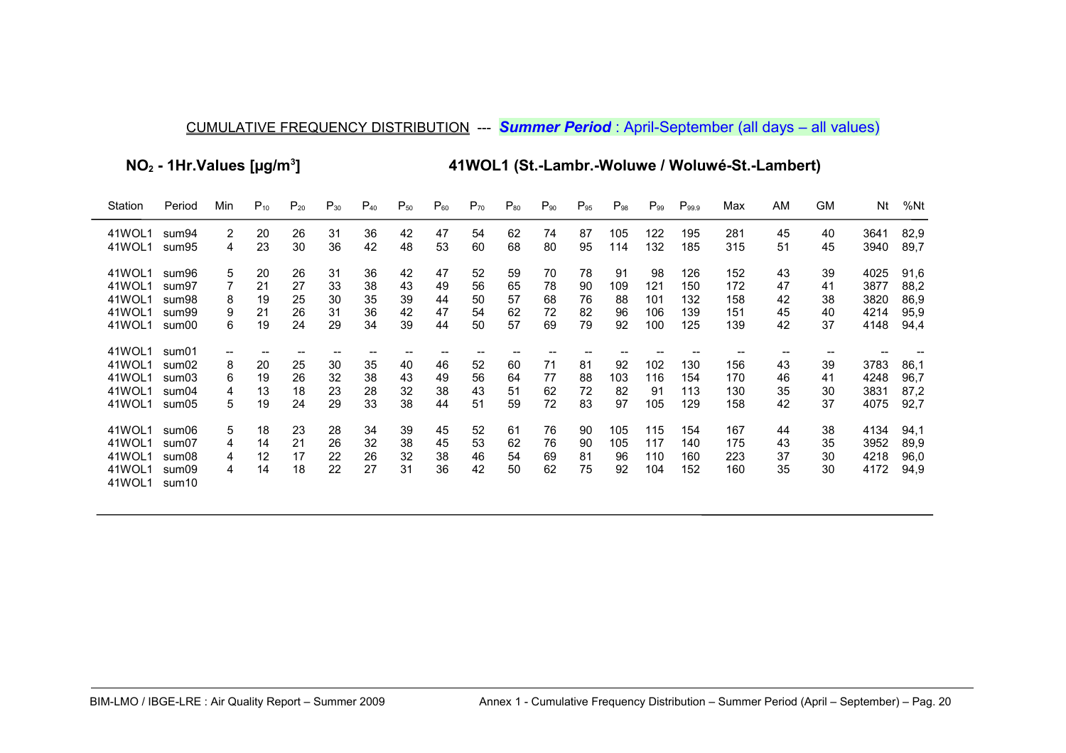CUMULATIVE FREQUENCY DISTRIBUTION --- ***Summer Period*** : April-September (all days – all values)

**$NO_2$ - 1Hr.Values [µg/m³]**

**41WOL1 (St.-Lambr.-Woluwe / Woluwé-St.-Lambert)**

| Station | Period | Min | $P_{10}$ | $P_{20}$ | $P_{30}$ | $P_{40}$ | $P_{50}$ | $P_{60}$ | $P_{70}$ | $P_{80}$ | $P_{90}$ | $P_{95}$ | $P_{98}$ | $P_{99}$ | $P_{99.9}$ | Max | AM | GM | Nt | %Nt |
|---|---|---|---|---|---|---|---|---|---|---|---|---|---|---|---|---|---|---|---|---|
| 41WOL1 | sum94 | 2 | 20 | 26 | 31 | 36 | 42 | 47 | 54 | 62 | 74 | 87 | 105 | 122 | 195 | 281 | 45 | 40 | 3641 | 82,9 |
| 41WOL1 | sum95 | 4 | 23 | 30 | 36 | 42 | 48 | 53 | 60 | 68 | 80 | 95 | 114 | 132 | 185 | 315 | 51 | 45 | 3940 | 89,7 |
| 41WOL1 | sum96 | 5 | 20 | 26 | 31 | 36 | 42 | 47 | 52 | 59 | 70 | 78 | 91 | 98 | 126 | 152 | 43 | 39 | 4025 | 91,6 |
| 41WOL1 | sum97 | 7 | 21 | 27 | 33 | 38 | 43 | 49 | 56 | 65 | 78 | 90 | 109 | 121 | 150 | 172 | 47 | 41 | 3877 | 88,2 |
| 41WOL1 | sum98 | 8 | 19 | 25 | 30 | 35 | 39 | 44 | 50 | 57 | 68 | 76 | 88 | 101 | 132 | 158 | 42 | 38 | 3820 | 86,9 |
| 41WOL1 | sum99 | 9 | 21 | 26 | 31 | 36 | 42 | 47 | 54 | 62 | 72 | 82 | 96 | 106 | 139 | 151 | 45 | 40 | 4214 | 95,9 |
| 41WOL1 | sum00 | 6 | 19 | 24 | 29 | 34 | 39 | 44 | 50 | 57 | 69 | 79 | 92 | 100 | 125 | 139 | 42 | 37 | 4148 | 94,4 |
| 41WOL1 | sum01 | -- | -- | -- | -- | -- | -- | -- | -- | -- | -- | -- | -- | -- | -- | -- | -- | -- | -- | -- |
| 41WOL1 | sum02 | 8 | 20 | 25 | 30 | 35 | 40 | 46 | 52 | 60 | 71 | 81 | 92 | 102 | 130 | 156 | 43 | 39 | 3783 | 86,1 |
| 41WOL1 | sum03 | 6 | 19 | 26 | 32 | 38 | 43 | 49 | 56 | 64 | 77 | 88 | 103 | 116 | 154 | 170 | 46 | 41 | 4248 | 96,7 |
| 41WOL1 | sum04 | 4 | 13 | 18 | 23 | 28 | 32 | 38 | 43 | 51 | 62 | 72 | 82 | 91 | 113 | 130 | 35 | 30 | 3831 | 87,2 |
| 41WOL1 | sum05 | 5 | 19 | 24 | 29 | 33 | 38 | 44 | 51 | 59 | 72 | 83 | 97 | 105 | 129 | 158 | 42 | 37 | 4075 | 92,7 |
| 41WOL1 | sum06 | 5 | 18 | 23 | 28 | 34 | 39 | 45 | 52 | 61 | 76 | 90 | 105 | 115 | 154 | 167 | 44 | 38 | 4134 | 94,1 |
| 41WOL1 | sum07 | 4 | 14 | 21 | 26 | 32 | 38 | 45 | 53 | 62 | 76 | 90 | 105 | 117 | 140 | 175 | 43 | 35 | 3952 | 89,9 |
| 41WOL1 | sum08 | 4 | 12 | 17 | 22 | 26 | 32 | 38 | 46 | 54 | 69 | 81 | 96 | 110 | 160 | 223 | 37 | 30 | 4218 | 96,0 |
| 41WOL1 | sum09 | 4 | 14 | 18 | 22 | 27 | 31 | 36 | 42 | 50 | 62 | 75 | 92 | 104 | 152 | 160 | 35 | 30 | 4172 | 94,9 |
| 41WOL1 | sum10 | | | | | | | | | | | | | | | | | | | |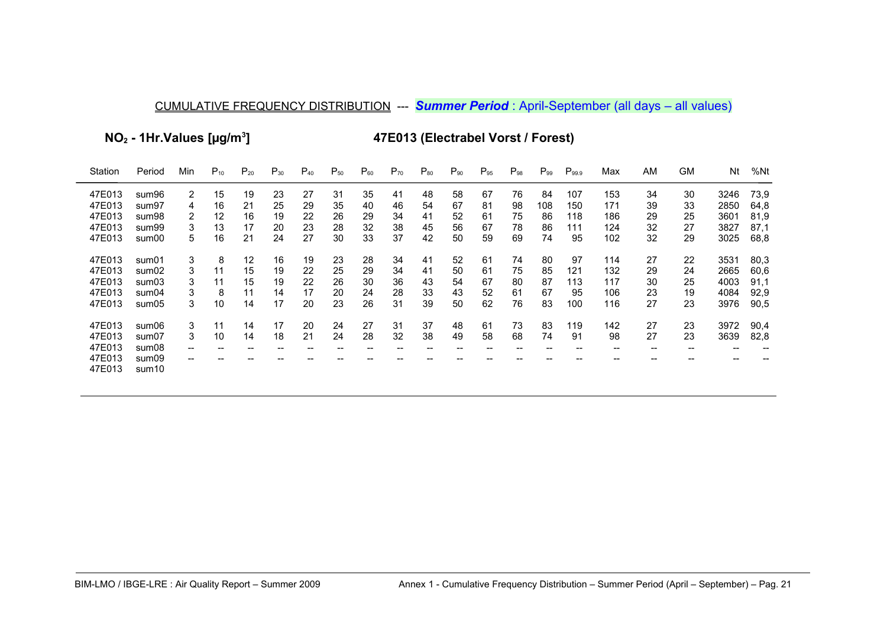CUMULATIVE FREQUENCY DISTRIBUTION --- ***Summer Period*** : April-September (all days – all values)

**$NO_2$ - 1Hr.Values [µg/m³]** **47E013 (Electrabel Vorst / Forest)**

| Station | Period | Min | $P_{10}$ | $P_{20}$ | $P_{30}$ | $P_{40}$ | $P_{50}$ | $P_{60}$ | $P_{70}$ | $P_{80}$ | $P_{90}$ | $P_{95}$ | $P_{98}$ | $P_{99}$ | $P_{99.9}$ | Max | AM | GM | Nt | %Nt |
|---|---|---|---|---|---|---|---|---|---|---|---|---|---|---|---|---|---|---|---|---|
| 47E013 | sum96 | 2 | 15 | 19 | 23 | 27 | 31 | 35 | 41 | 48 | 58 | 67 | 76 | 84 | 107 | 153 | 34 | 30 | 3246 | 73,9 |
| 47E013 | sum97 | 4 | 16 | 21 | 25 | 29 | 35 | 40 | 46 | 54 | 67 | 81 | 98 | 108 | 150 | 171 | 39 | 33 | 2850 | 64,8 |
| 47E013 | sum98 | 2 | 12 | 16 | 19 | 22 | 26 | 29 | 34 | 41 | 52 | 61 | 75 | 86 | 118 | 186 | 29 | 25 | 3601 | 81,9 |
| 47E013 | sum99 | 3 | 13 | 17 | 20 | 23 | 28 | 32 | 38 | 45 | 56 | 67 | 78 | 86 | 111 | 124 | 32 | 27 | 3827 | 87,1 |
| 47E013 | sum00 | 5 | 16 | 21 | 24 | 27 | 30 | 33 | 37 | 42 | 50 | 59 | 69 | 74 | 95 | 102 | 32 | 29 | 3025 | 68,8 |
| 47E013 | sum01 | 3 | 8 | 12 | 16 | 19 | 23 | 28 | 34 | 41 | 52 | 61 | 74 | 80 | 97 | 114 | 27 | 22 | 3531 | 80,3 |
| 47E013 | sum02 | 3 | 11 | 15 | 19 | 22 | 25 | 29 | 34 | 41 | 50 | 61 | 75 | 85 | 121 | 132 | 29 | 24 | 2665 | 60,6 |
| 47E013 | sum03 | 3 | 11 | 15 | 19 | 22 | 26 | 30 | 36 | 43 | 54 | 67 | 80 | 87 | 113 | 117 | 30 | 25 | 4003 | 91,1 |
| 47E013 | sum04 | 3 | 8 | 11 | 14 | 17 | 20 | 24 | 28 | 33 | 43 | 52 | 61 | 67 | 95 | 106 | 23 | 19 | 4084 | 92,9 |
| 47E013 | sum05 | 3 | 10 | 14 | 17 | 20 | 23 | 26 | 31 | 39 | 50 | 62 | 76 | 83 | 100 | 116 | 27 | 23 | 3976 | 90,5 |
| 47E013 | sum06 | 3 | 11 | 14 | 17 | 20 | 24 | 27 | 31 | 37 | 48 | 61 | 73 | 83 | 119 | 142 | 27 | 23 | 3972 | 90,4 |
| 47E013 | sum07 | 3 | 10 | 14 | 18 | 21 | 24 | 28 | 32 | 38 | 49 | 58 | 68 | 74 | 91 | 98 | 27 | 23 | 3639 | 82,8 |
| 47E013 | sum08 | -- | -- | -- | -- | -- | -- | -- | -- | -- | -- | -- | -- | -- | -- | -- | -- | -- | -- | -- |
| 47E013 | sum09 | -- | -- | -- | -- | -- | -- | -- | -- | -- | -- | -- | -- | -- | -- | -- | -- | -- | -- | -- |
| 47E013 | sum10 | | | | | | | | | | | | | | | | | | | |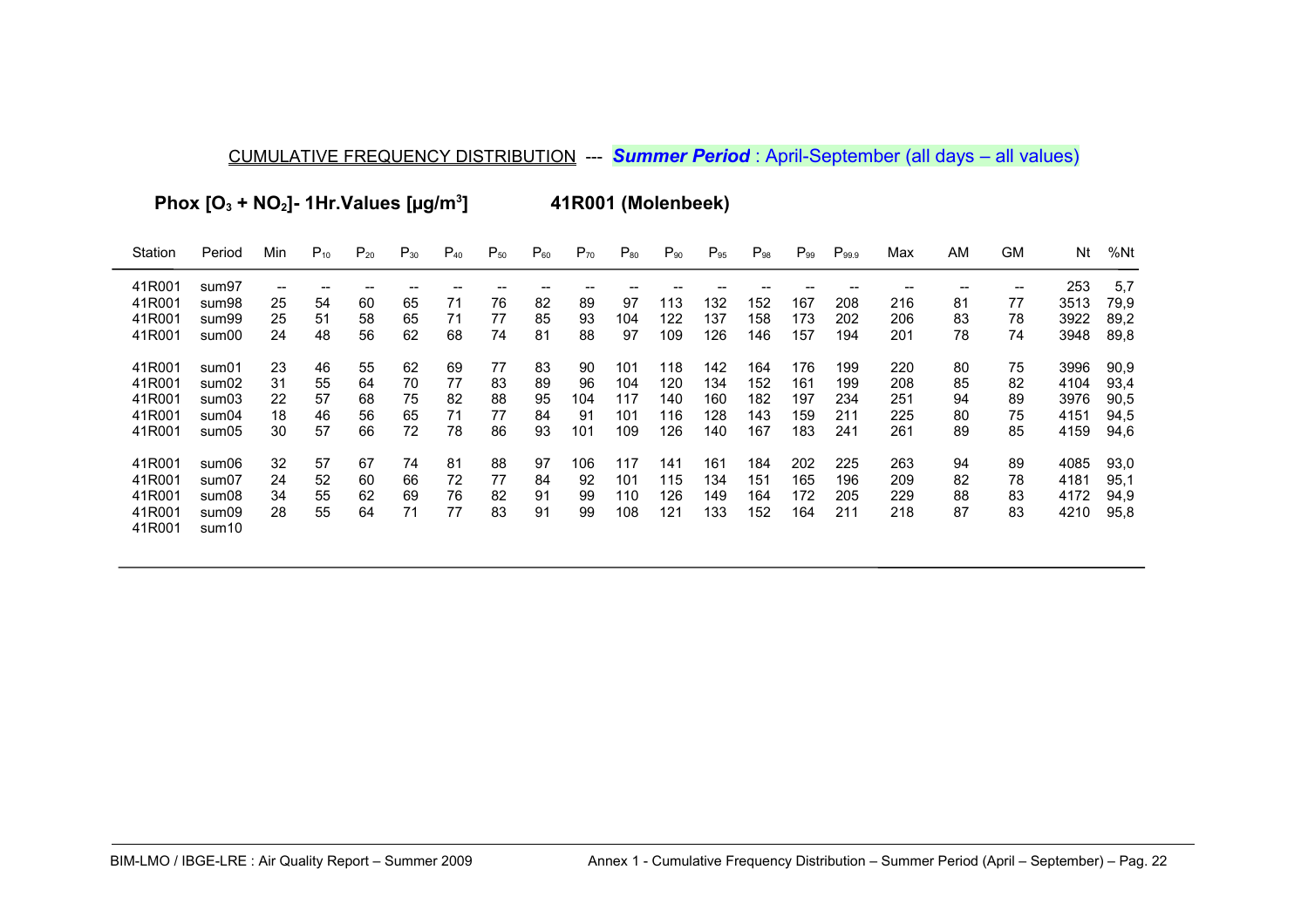CUMULATIVE FREQUENCY DISTRIBUTION --- ***Summer Period*** : April-September (all days – all values)

**Phox [$O_3$ + $NO_2$]- 1Hr.Values [µg/m$^3$]** **41R001 (Molenbeek)**

| Station | Period | Min | $P_{10}$ | $P_{20}$ | $P_{30}$ | $P_{40}$ | $P_{50}$ | $P_{60}$ | $P_{70}$ | $P_{80}$ | $P_{90}$ | $P_{95}$ | $P_{98}$ | $P_{99}$ | $P_{99.9}$ | Max | AM | GM | Nt | %Nt |
|---|---|---|---|---|---|---|---|---|---|---|---|---|---|---|---|---|---|---|---|---|
| 41R001 | sum97 | -- | -- | -- | -- | -- | -- | -- | -- | -- | -- | -- | -- | -- | -- | -- | -- | -- | 253 | 5,7 |
| 41R001 | sum98 | 25 | 54 | 60 | 65 | 71 | 76 | 82 | 89 | 97 | 113 | 132 | 152 | 167 | 208 | 216 | 81 | 77 | 3513 | 79,9 |
| 41R001 | sum99 | 25 | 51 | 58 | 65 | 71 | 77 | 85 | 93 | 104 | 122 | 137 | 158 | 173 | 202 | 206 | 83 | 78 | 3922 | 89,2 |
| 41R001 | sum00 | 24 | 48 | 56 | 62 | 68 | 74 | 81 | 88 | 97 | 109 | 126 | 146 | 157 | 194 | 201 | 78 | 74 | 3948 | 89,8 |
| 41R001 | sum01 | 23 | 46 | 55 | 62 | 69 | 77 | 83 | 90 | 101 | 118 | 142 | 164 | 176 | 199 | 220 | 80 | 75 | 3996 | 90,9 |
| 41R001 | sum02 | 31 | 55 | 64 | 70 | 77 | 83 | 89 | 96 | 104 | 120 | 134 | 152 | 161 | 199 | 208 | 85 | 82 | 4104 | 93,4 |
| 41R001 | sum03 | 22 | 57 | 68 | 75 | 82 | 88 | 95 | 104 | 117 | 140 | 160 | 182 | 197 | 234 | 251 | 94 | 89 | 3976 | 90,5 |
| 41R001 | sum04 | 18 | 46 | 56 | 65 | 71 | 77 | 84 | 91 | 101 | 116 | 128 | 143 | 159 | 211 | 225 | 80 | 75 | 4151 | 94,5 |
| 41R001 | sum05 | 30 | 57 | 66 | 72 | 78 | 86 | 93 | 101 | 109 | 126 | 140 | 167 | 183 | 241 | 261 | 89 | 85 | 4159 | 94,6 |
| 41R001 | sum06 | 32 | 57 | 67 | 74 | 81 | 88 | 97 | 106 | 117 | 141 | 161 | 184 | 202 | 225 | 263 | 94 | 89 | 4085 | 93,0 |
| 41R001 | sum07 | 24 | 52 | 60 | 66 | 72 | 77 | 84 | 92 | 101 | 115 | 134 | 151 | 165 | 196 | 209 | 82 | 78 | 4181 | 95,1 |
| 41R001 | sum08 | 34 | 55 | 62 | 69 | 76 | 82 | 91 | 99 | 110 | 126 | 149 | 164 | 172 | 205 | 229 | 88 | 83 | 4172 | 94,9 |
| 41R001 | sum09 | 28 | 55 | 64 | 71 | 77 | 83 | 91 | 99 | 108 | 121 | 133 | 152 | 164 | 211 | 218 | 87 | 83 | 4210 | 95,8 |
| 41R001 | sum10 | | | | | | | | | | | | | | | | | | | |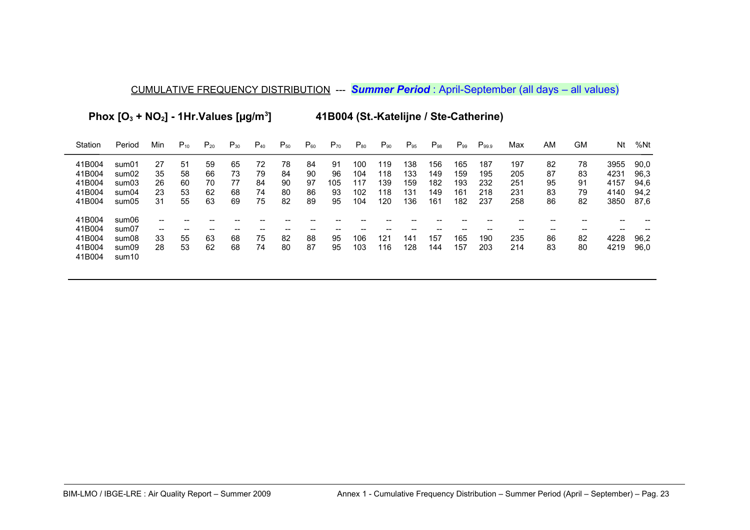CUMULATIVE FREQUENCY DISTRIBUTION --- ***Summer Period*** : April-September (all days – all values)

**Phox [$O_3$ + $NO_2$] - 1Hr.Values [µg/m$^3$]** **41B004 (St.-Katelijne / Ste-Catherine)**

| Station | Period | Min | $P_{10}$ | $P_{20}$ | $P_{30}$ | $P_{40}$ | $P_{50}$ | $P_{60}$ | $P_{70}$ | $P_{80}$ | $P_{90}$ | $P_{95}$ | $P_{98}$ | $P_{99}$ | $P_{99.9}$ | Max | AM | GM | Nt | %Nt |
|---|---|---|---|---|---|---|---|---|---|---|---|---|---|---|---|---|---|---|---|---|
| 41B004 | sum01 | 27 | 51 | 59 | 65 | 72 | 78 | 84 | 91 | 100 | 119 | 138 | 156 | 165 | 187 | 197 | 82 | 78 | 3955 | 90,0 |
| 41B004 | sum02 | 35 | 58 | 66 | 73 | 79 | 84 | 90 | 96 | 104 | 118 | 133 | 149 | 159 | 195 | 205 | 87 | 83 | 4231 | 96,3 |
| 41B004 | sum03 | 26 | 60 | 70 | 77 | 84 | 90 | 97 | 105 | 117 | 139 | 159 | 182 | 193 | 232 | 251 | 95 | 91 | 4157 | 94,6 |
| 41B004 | sum04 | 23 | 53 | 62 | 68 | 74 | 80 | 86 | 93 | 102 | 118 | 131 | 149 | 161 | 218 | 231 | 83 | 79 | 4140 | 94,2 |
| 41B004 | sum05 | 31 | 55 | 63 | 69 | 75 | 82 | 89 | 95 | 104 | 120 | 136 | 161 | 182 | 237 | 258 | 86 | 82 | 3850 | 87,6 |
| 41B004 | sum06 | -- | -- | -- | -- | -- | -- | -- | -- | -- | -- | -- | -- | -- | -- | -- | -- | -- | -- | -- |
| 41B004 | sum07 | -- | -- | -- | -- | -- | -- | -- | -- | -- | -- | -- | -- | -- | -- | -- | -- | -- | -- | -- |
| 41B004 | sum08 | 33 | 55 | 63 | 68 | 75 | 82 | 88 | 95 | 106 | 121 | 141 | 157 | 165 | 190 | 235 | 86 | 82 | 4228 | 96,2 |
| 41B004 | sum09 | 28 | 53 | 62 | 68 | 74 | 80 | 87 | 95 | 103 | 116 | 128 | 144 | 157 | 203 | 214 | 83 | 80 | 4219 | 96,0 |
| 41B004 | sum10 | | | | | | | | | | | | | | | | | | | |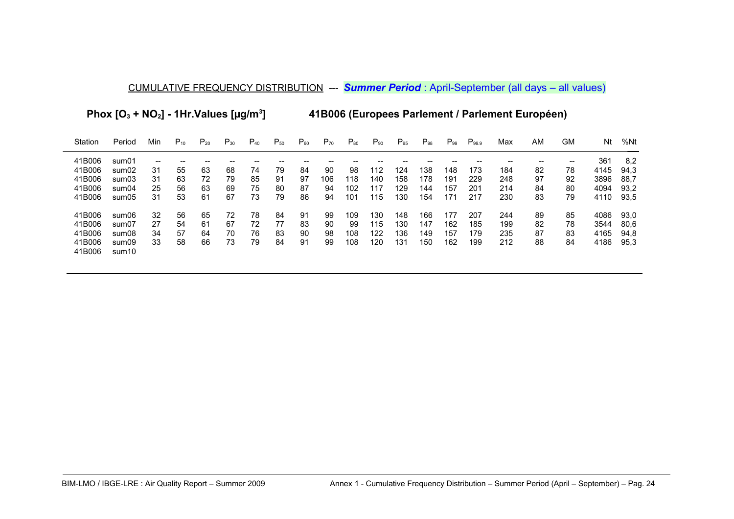CUMULATIVE FREQUENCY DISTRIBUTION --- ***Summer Period*** : April-September (all days – all values)

**Phox [$O_3$ + $NO_2$] - 1Hr.Values [µg/m$^3$]**　　**41B006 (Europees Parlement / Parlement Européen)**

| Station | Period | Min | $P_{10}$ | $P_{20}$ | $P_{30}$ | $P_{40}$ | $P_{50}$ | $P_{60}$ | $P_{70}$ | $P_{80}$ | $P_{90}$ | $P_{95}$ | $P_{98}$ | $P_{99}$ | $P_{99.9}$ | Max | AM | GM | Nt | %Nt |
|---|---|---|---|---|---|---|---|---|---|---|---|---|---|---|---|---|---|---|---|---|
| 41B006 | sum01 | -- | -- | -- | -- | -- | -- | -- | -- | -- | -- | -- | -- | -- | -- | -- | -- | -- | 361 | 8,2 |
| 41B006 | sum02 | 31 | 55 | 63 | 68 | 74 | 79 | 84 | 90 | 98 | 112 | 124 | 138 | 148 | 173 | 184 | 82 | 78 | 4145 | 94,3 |
| 41B006 | sum03 | 31 | 63 | 72 | 79 | 85 | 91 | 97 | 106 | 118 | 140 | 158 | 178 | 191 | 229 | 248 | 97 | 92 | 3896 | 88,7 |
| 41B006 | sum04 | 25 | 56 | 63 | 69 | 75 | 80 | 87 | 94 | 102 | 117 | 129 | 144 | 157 | 201 | 214 | 84 | 80 | 4094 | 93,2 |
| 41B006 | sum05 | 31 | 53 | 61 | 67 | 73 | 79 | 86 | 94 | 101 | 115 | 130 | 154 | 171 | 217 | 230 | 83 | 79 | 4110 | 93,5 |
| 41B006 | sum06 | 32 | 56 | 65 | 72 | 78 | 84 | 91 | 99 | 109 | 130 | 148 | 166 | 177 | 207 | 244 | 89 | 85 | 4086 | 93,0 |
| 41B006 | sum07 | 27 | 54 | 61 | 67 | 72 | 77 | 83 | 90 | 99 | 115 | 130 | 147 | 162 | 185 | 199 | 82 | 78 | 3544 | 80,6 |
| 41B006 | sum08 | 34 | 57 | 64 | 70 | 76 | 83 | 90 | 98 | 108 | 122 | 136 | 149 | 157 | 179 | 235 | 87 | 83 | 4165 | 94,8 |
| 41B006 | sum09 | 33 | 58 | 66 | 73 | 79 | 84 | 91 | 99 | 108 | 120 | 131 | 150 | 162 | 199 | 212 | 88 | 84 | 4186 | 95,3 |
| 41B006 | sum10 | | | | | | | | | | | | | | | | | | | |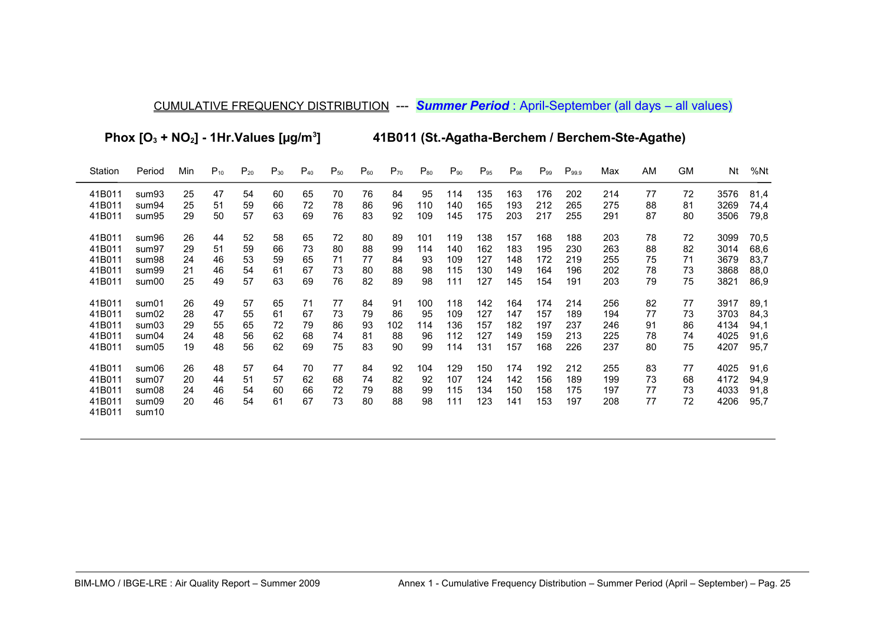<u>CUMULATIVE FREQUENCY DISTRIBUTION</u> --- ***Summer Period*** : April-September (all days – all values)

**Phox [$O_3$ + $NO_2$] - 1Hr.Values [µg/m³]** **41B011 (St.-Agatha-Berchem / Berchem-Ste-Agathe)**

| Station | Period | Min | $P_{10}$ | $P_{20}$ | $P_{30}$ | $P_{40}$ | $P_{50}$ | $P_{60}$ | $P_{70}$ | $P_{80}$ | $P_{90}$ | $P_{95}$ | $P_{98}$ | $P_{99}$ | $P_{99.9}$ | Max | AM | GM | Nt | %Nt |
|---|---|---|---|---|---|---|---|---|---|---|---|---|---|---|---|---|---|---|---|---|
| 41B011 | sum93 | 25 | 47 | 54 | 60 | 65 | 70 | 76 | 84 | 95 | 114 | 135 | 163 | 176 | 202 | 214 | 77 | 72 | 3576 | 81,4 |
| 41B011 | sum94 | 25 | 51 | 59 | 66 | 72 | 78 | 86 | 96 | 110 | 140 | 165 | 193 | 212 | 265 | 275 | 88 | 81 | 3269 | 74,4 |
| 41B011 | sum95 | 29 | 50 | 57 | 63 | 69 | 76 | 83 | 92 | 109 | 145 | 175 | 203 | 217 | 255 | 291 | 87 | 80 | 3506 | 79,8 |
| 41B011 | sum96 | 26 | 44 | 52 | 58 | 65 | 72 | 80 | 89 | 101 | 119 | 138 | 157 | 168 | 188 | 203 | 78 | 72 | 3099 | 70,5 |
| 41B011 | sum97 | 29 | 51 | 59 | 66 | 73 | 80 | 88 | 99 | 114 | 140 | 162 | 183 | 195 | 230 | 263 | 88 | 82 | 3014 | 68,6 |
| 41B011 | sum98 | 24 | 46 | 53 | 59 | 65 | 71 | 77 | 84 | 93 | 109 | 127 | 148 | 172 | 219 | 255 | 75 | 71 | 3679 | 83,7 |
| 41B011 | sum99 | 21 | 46 | 54 | 61 | 67 | 73 | 80 | 88 | 98 | 115 | 130 | 149 | 164 | 196 | 202 | 78 | 73 | 3868 | 88,0 |
| 41B011 | sum00 | 25 | 49 | 57 | 63 | 69 | 76 | 82 | 89 | 98 | 111 | 127 | 145 | 154 | 191 | 203 | 79 | 75 | 3821 | 86,9 |
| 41B011 | sum01 | 26 | 49 | 57 | 65 | 71 | 77 | 84 | 91 | 100 | 118 | 142 | 164 | 174 | 214 | 256 | 82 | 77 | 3917 | 89,1 |
| 41B011 | sum02 | 28 | 47 | 55 | 61 | 67 | 73 | 79 | 86 | 95 | 109 | 127 | 147 | 157 | 189 | 194 | 77 | 73 | 3703 | 84,3 |
| 41B011 | sum03 | 29 | 55 | 65 | 72 | 79 | 86 | 93 | 102 | 114 | 136 | 157 | 182 | 197 | 237 | 246 | 91 | 86 | 4134 | 94,1 |
| 41B011 | sum04 | 24 | 48 | 56 | 62 | 68 | 74 | 81 | 88 | 96 | 112 | 127 | 149 | 159 | 213 | 225 | 78 | 74 | 4025 | 91,6 |
| 41B011 | sum05 | 19 | 48 | 56 | 62 | 69 | 75 | 83 | 90 | 99 | 114 | 131 | 157 | 168 | 226 | 237 | 80 | 75 | 4207 | 95,7 |
| 41B011 | sum06 | 26 | 48 | 57 | 64 | 70 | 77 | 84 | 92 | 104 | 129 | 150 | 174 | 192 | 212 | 255 | 83 | 77 | 4025 | 91,6 |
| 41B011 | sum07 | 20 | 44 | 51 | 57 | 62 | 68 | 74 | 82 | 92 | 107 | 124 | 142 | 156 | 189 | 199 | 73 | 68 | 4172 | 94,9 |
| 41B011 | sum08 | 24 | 46 | 54 | 60 | 66 | 72 | 79 | 88 | 99 | 115 | 134 | 150 | 158 | 175 | 197 | 77 | 73 | 4033 | 91,8 |
| 41B011 | sum09 | 20 | 46 | 54 | 61 | 67 | 73 | 80 | 88 | 98 | 111 | 123 | 141 | 153 | 197 | 208 | 77 | 72 | 4206 | 95,7 |
| 41B011 | sum10 | | | | | | | | | | | | | | | | | | | |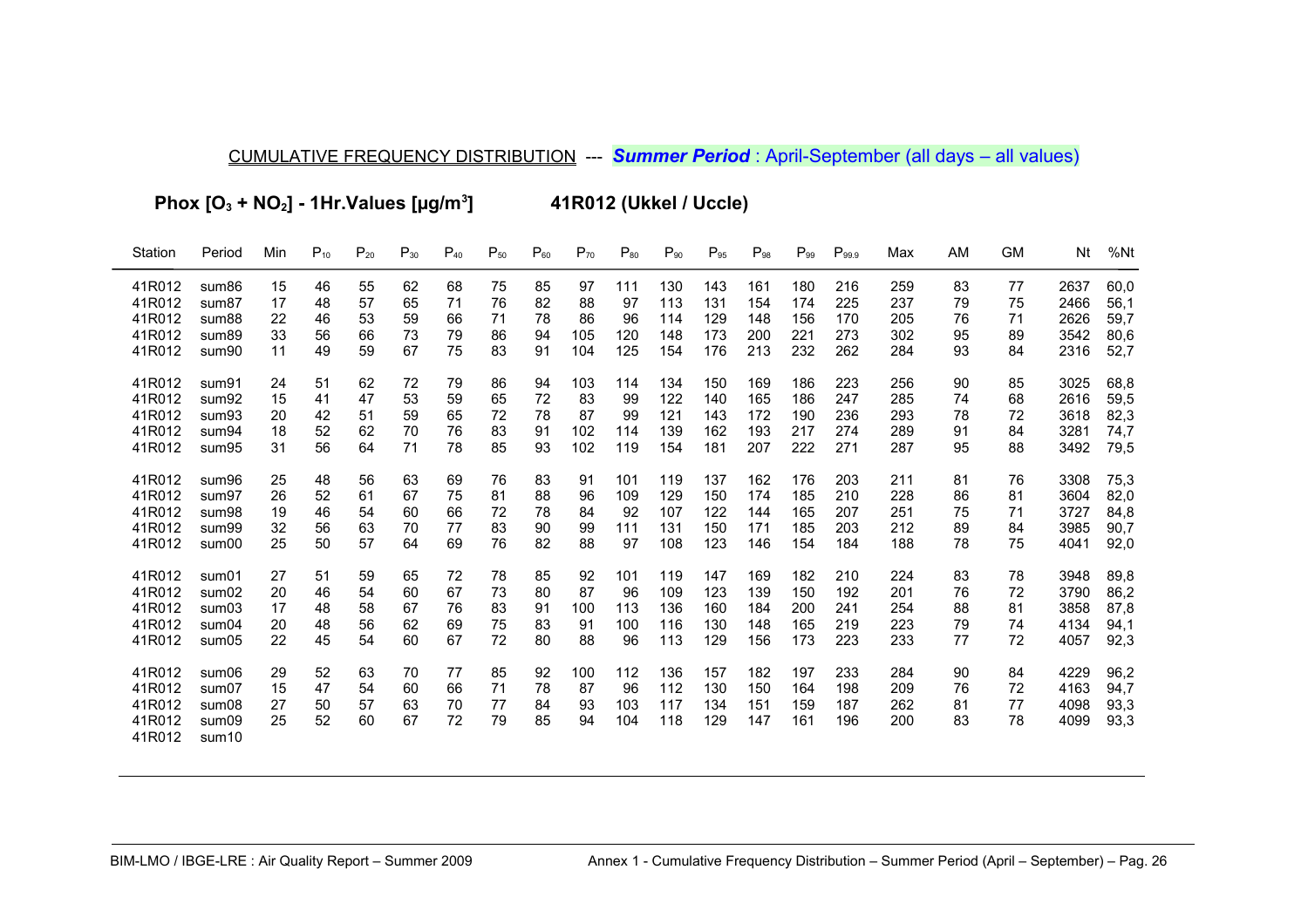## CUMULATIVE FREQUENCY DISTRIBUTION --- ***Summer Period*** : April-September (all days – all values)

### Phox [$O_3$ + $NO_2$] - 1Hr.Values [µg/m³] 41R012 (Ukkel / Uccle)

| Station | Period | Min | $P_{10}$ | $P_{20}$ | $P_{30}$ | $P_{40}$ | $P_{50}$ | $P_{60}$ | $P_{70}$ | $P_{80}$ | $P_{90}$ | $P_{95}$ | $P_{98}$ | $P_{99}$ | $P_{99.9}$ | Max | AM | GM | Nt | %Nt |
|---|---|---|---|---|---|---|---|---|---|---|---|---|---|---|---|---|---|---|---|---|
| 41R012 | sum86 | 15 | 46 | 55 | 62 | 68 | 75 | 85 | 97 | 111 | 130 | 143 | 161 | 180 | 216 | 259 | 83 | 77 | 2637 | 60,0 |
| 41R012 | sum87 | 17 | 48 | 57 | 65 | 71 | 76 | 82 | 88 | 97 | 113 | 131 | 154 | 174 | 225 | 237 | 79 | 75 | 2466 | 56,1 |
| 41R012 | sum88 | 22 | 46 | 53 | 59 | 66 | 71 | 78 | 86 | 96 | 114 | 129 | 148 | 156 | 170 | 205 | 76 | 71 | 2626 | 59,7 |
| 41R012 | sum89 | 33 | 56 | 66 | 73 | 79 | 86 | 94 | 105 | 120 | 148 | 173 | 200 | 221 | 273 | 302 | 95 | 89 | 3542 | 80,6 |
| 41R012 | sum90 | 11 | 49 | 59 | 67 | 75 | 83 | 91 | 104 | 125 | 154 | 176 | 213 | 232 | 262 | 284 | 93 | 84 | 2316 | 52,7 |
| 41R012 | sum91 | 24 | 51 | 62 | 72 | 79 | 86 | 94 | 103 | 114 | 134 | 150 | 169 | 186 | 223 | 256 | 90 | 85 | 3025 | 68,8 |
| 41R012 | sum92 | 15 | 41 | 47 | 53 | 59 | 65 | 72 | 83 | 99 | 122 | 140 | 165 | 186 | 247 | 285 | 74 | 68 | 2616 | 59,5 |
| 41R012 | sum93 | 20 | 42 | 51 | 59 | 65 | 72 | 78 | 87 | 99 | 121 | 143 | 172 | 190 | 236 | 293 | 78 | 72 | 3618 | 82,3 |
| 41R012 | sum94 | 18 | 52 | 62 | 70 | 76 | 83 | 91 | 102 | 114 | 139 | 162 | 193 | 217 | 274 | 289 | 91 | 84 | 3281 | 74,7 |
| 41R012 | sum95 | 31 | 56 | 64 | 71 | 78 | 85 | 93 | 102 | 119 | 154 | 181 | 207 | 222 | 271 | 287 | 95 | 88 | 3492 | 79,5 |
| 41R012 | sum96 | 25 | 48 | 56 | 63 | 69 | 76 | 83 | 91 | 101 | 119 | 137 | 162 | 176 | 203 | 211 | 81 | 76 | 3308 | 75,3 |
| 41R012 | sum97 | 26 | 52 | 61 | 67 | 75 | 81 | 88 | 96 | 109 | 129 | 150 | 174 | 185 | 210 | 228 | 86 | 81 | 3604 | 82,0 |
| 41R012 | sum98 | 19 | 46 | 54 | 60 | 66 | 72 | 78 | 84 | 92 | 107 | 122 | 144 | 165 | 207 | 251 | 75 | 71 | 3727 | 84,8 |
| 41R012 | sum99 | 32 | 56 | 63 | 70 | 77 | 83 | 90 | 99 | 111 | 131 | 150 | 171 | 185 | 203 | 212 | 89 | 84 | 3985 | 90,7 |
| 41R012 | sum00 | 25 | 50 | 57 | 64 | 69 | 76 | 82 | 88 | 97 | 108 | 123 | 146 | 154 | 184 | 188 | 78 | 75 | 4041 | 92,0 |
| 41R012 | sum01 | 27 | 51 | 59 | 65 | 72 | 78 | 85 | 92 | 101 | 119 | 147 | 169 | 182 | 210 | 224 | 83 | 78 | 3948 | 89,8 |
| 41R012 | sum02 | 20 | 46 | 54 | 60 | 67 | 73 | 80 | 87 | 96 | 109 | 123 | 139 | 150 | 192 | 201 | 76 | 72 | 3790 | 86,2 |
| 41R012 | sum03 | 17 | 48 | 58 | 67 | 76 | 83 | 91 | 100 | 113 | 136 | 160 | 184 | 200 | 241 | 254 | 88 | 81 | 3858 | 87,8 |
| 41R012 | sum04 | 20 | 48 | 56 | 62 | 69 | 75 | 83 | 91 | 100 | 116 | 130 | 148 | 165 | 219 | 223 | 79 | 74 | 4134 | 94,1 |
| 41R012 | sum05 | 22 | 45 | 54 | 60 | 67 | 72 | 80 | 88 | 96 | 113 | 129 | 156 | 173 | 223 | 233 | 77 | 72 | 4057 | 92,3 |
| 41R012 | sum06 | 29 | 52 | 63 | 70 | 77 | 85 | 92 | 100 | 112 | 136 | 157 | 182 | 197 | 233 | 284 | 90 | 84 | 4229 | 96,2 |
| 41R012 | sum07 | 15 | 47 | 54 | 60 | 66 | 71 | 78 | 87 | 96 | 112 | 130 | 150 | 164 | 198 | 209 | 76 | 72 | 4163 | 94,7 |
| 41R012 | sum08 | 27 | 50 | 57 | 63 | 70 | 77 | 84 | 93 | 103 | 117 | 134 | 151 | 159 | 187 | 262 | 81 | 77 | 4098 | 93,3 |
| 41R012 | sum09 | 25 | 52 | 60 | 67 | 72 | 79 | 85 | 94 | 104 | 118 | 129 | 147 | 161 | 196 | 200 | 83 | 78 | 4099 | 93,3 |
| 41R012 | sum10 | | | | | | | | | | | | | | | | | | | |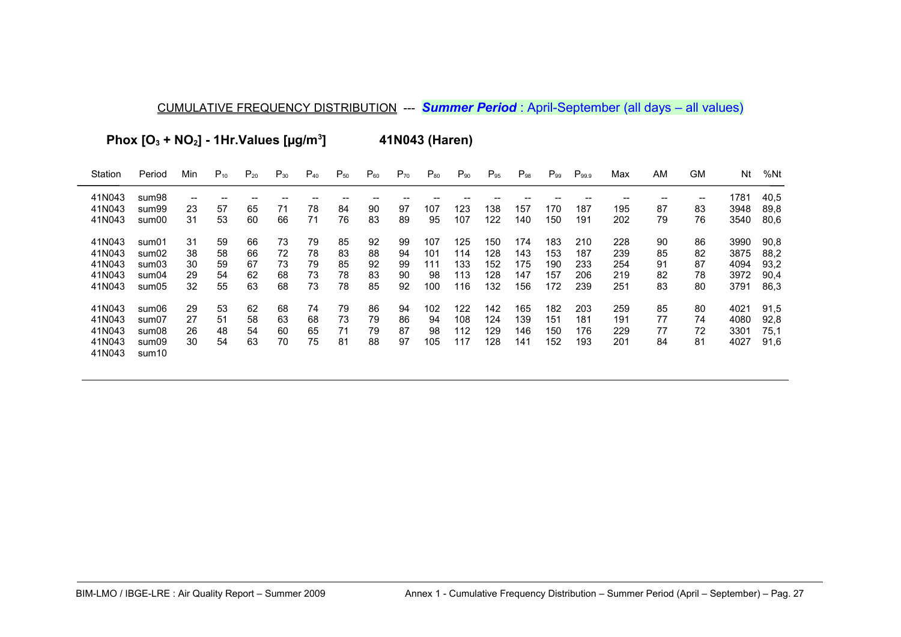CUMULATIVE FREQUENCY DISTRIBUTION --- ***Summer Period*** : April-September (all days – all values)

**Phox [$O_3$ + $NO_2$] - 1Hr.Values [µg/m$^3$]** **41N043 (Haren)**

| Station | Period | Min | $P_{10}$ | $P_{20}$ | $P_{30}$ | $P_{40}$ | $P_{50}$ | $P_{60}$ | $P_{70}$ | $P_{80}$ | $P_{90}$ | $P_{95}$ | $P_{98}$ | $P_{99}$ | $P_{99.9}$ | Max | AM | GM | Nt | %Nt |
|---|---|---|---|---|---|---|---|---|---|---|---|---|---|---|---|---|---|---|---|---|
| 41N043 | sum98 | -- | -- | -- | -- | -- | -- | -- | -- | -- | -- | -- | -- | -- | -- | -- | -- | -- | 1781 | 40,5 |
| 41N043 | sum99 | 23 | 57 | 65 | 71 | 78 | 84 | 90 | 97 | 107 | 123 | 138 | 157 | 170 | 187 | 195 | 87 | 83 | 3948 | 89,8 |
| 41N043 | sum00 | 31 | 53 | 60 | 66 | 71 | 76 | 83 | 89 | 95 | 107 | 122 | 140 | 150 | 191 | 202 | 79 | 76 | 3540 | 80,6 |
| 41N043 | sum01 | 31 | 59 | 66 | 73 | 79 | 85 | 92 | 99 | 107 | 125 | 150 | 174 | 183 | 210 | 228 | 90 | 86 | 3990 | 90,8 |
| 41N043 | sum02 | 38 | 58 | 66 | 72 | 78 | 83 | 88 | 94 | 101 | 114 | 128 | 143 | 153 | 187 | 239 | 85 | 82 | 3875 | 88,2 |
| 41N043 | sum03 | 30 | 59 | 67 | 73 | 79 | 85 | 92 | 99 | 111 | 133 | 152 | 175 | 190 | 233 | 254 | 91 | 87 | 4094 | 93,2 |
| 41N043 | sum04 | 29 | 54 | 62 | 68 | 73 | 78 | 83 | 90 | 98 | 113 | 128 | 147 | 157 | 206 | 219 | 82 | 78 | 3972 | 90,4 |
| 41N043 | sum05 | 32 | 55 | 63 | 68 | 73 | 78 | 85 | 92 | 100 | 116 | 132 | 156 | 172 | 239 | 251 | 83 | 80 | 3791 | 86,3 |
| 41N043 | sum06 | 29 | 53 | 62 | 68 | 74 | 79 | 86 | 94 | 102 | 122 | 142 | 165 | 182 | 203 | 259 | 85 | 80 | 4021 | 91,5 |
| 41N043 | sum07 | 27 | 51 | 58 | 63 | 68 | 73 | 79 | 86 | 94 | 108 | 124 | 139 | 151 | 181 | 191 | 77 | 74 | 4080 | 92,8 |
| 41N043 | sum08 | 26 | 48 | 54 | 60 | 65 | 71 | 79 | 87 | 98 | 112 | 129 | 146 | 150 | 176 | 229 | 77 | 72 | 3301 | 75,1 |
| 41N043 | sum09 | 30 | 54 | 63 | 70 | 75 | 81 | 88 | 97 | 105 | 117 | 128 | 141 | 152 | 193 | 201 | 84 | 81 | 4027 | 91,6 |
| 41N043 | sum10 | | | | | | | | | | | | | | | | | | | |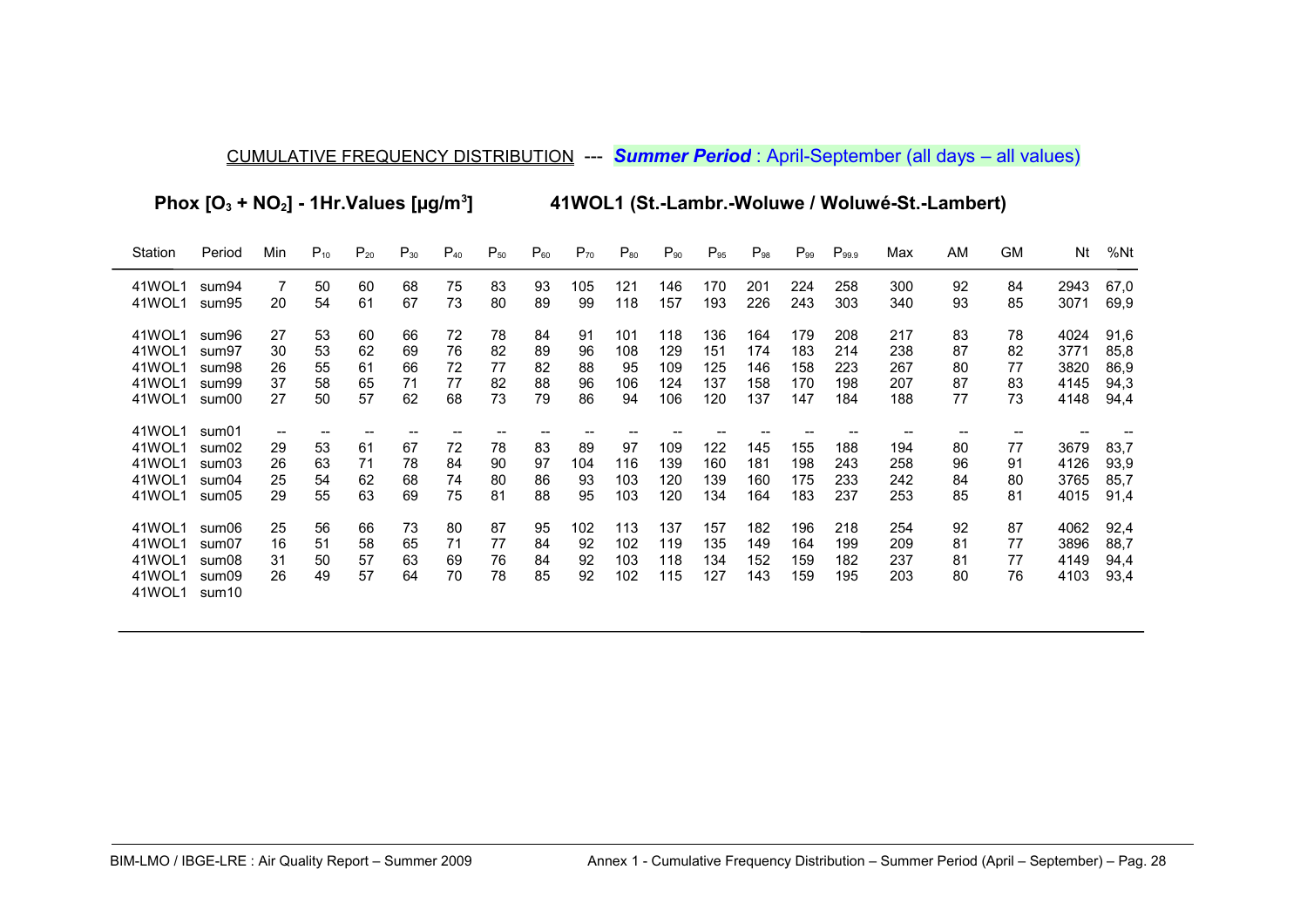CUMULATIVE FREQUENCY DISTRIBUTION --- ***Summer Period*** : April-September (all days – all values)

**Phox [$O_3$ + $NO_2$] - 1Hr.Values [µg/m$^3$]** **41WOL1 (St.-Lambr.-Woluwe / Woluwé-St.-Lambert)**

| Station | Period | Min | $P_{10}$ | $P_{20}$ | $P_{30}$ | $P_{40}$ | $P_{50}$ | $P_{60}$ | $P_{70}$ | $P_{80}$ | $P_{90}$ | $P_{95}$ | $P_{98}$ | $P_{99}$ | $P_{99.9}$ | Max | AM | GM | Nt | %Nt |
|---|---|---|---|---|---|---|---|---|---|---|---|---|---|---|---|---|---|---|---|---|
| 41WOL1 | sum94 | 7 | 50 | 60 | 68 | 75 | 83 | 93 | 105 | 121 | 146 | 170 | 201 | 224 | 258 | 300 | 92 | 84 | 2943 | 67,0 |
| 41WOL1 | sum95 | 20 | 54 | 61 | 67 | 73 | 80 | 89 | 99 | 118 | 157 | 193 | 226 | 243 | 303 | 340 | 93 | 85 | 3071 | 69,9 |
| 41WOL1 | sum96 | 27 | 53 | 60 | 66 | 72 | 78 | 84 | 91 | 101 | 118 | 136 | 164 | 179 | 208 | 217 | 83 | 78 | 4024 | 91,6 |
| 41WOL1 | sum97 | 30 | 53 | 62 | 69 | 76 | 82 | 89 | 96 | 108 | 129 | 151 | 174 | 183 | 214 | 238 | 87 | 82 | 3771 | 85,8 |
| 41WOL1 | sum98 | 26 | 55 | 61 | 66 | 72 | 77 | 82 | 88 | 95 | 109 | 125 | 146 | 158 | 223 | 267 | 80 | 77 | 3820 | 86,9 |
| 41WOL1 | sum99 | 37 | 58 | 65 | 71 | 77 | 82 | 88 | 96 | 106 | 124 | 137 | 158 | 170 | 198 | 207 | 87 | 83 | 4145 | 94,3 |
| 41WOL1 | sum00 | 27 | 50 | 57 | 62 | 68 | 73 | 79 | 86 | 94 | 106 | 120 | 137 | 147 | 184 | 188 | 77 | 73 | 4148 | 94,4 |
| 41WOL1 | sum01 | -- | -- | -- | -- | -- | -- | -- | -- | -- | -- | -- | -- | -- | -- | -- | -- | -- | -- | -- |
| 41WOL1 | sum02 | 29 | 53 | 61 | 67 | 72 | 78 | 83 | 89 | 97 | 109 | 122 | 145 | 155 | 188 | 194 | 80 | 77 | 3679 | 83,7 |
| 41WOL1 | sum03 | 26 | 63 | 71 | 78 | 84 | 90 | 97 | 104 | 116 | 139 | 160 | 181 | 198 | 243 | 258 | 96 | 91 | 4126 | 93,9 |
| 41WOL1 | sum04 | 25 | 54 | 62 | 68 | 74 | 80 | 86 | 93 | 103 | 120 | 139 | 160 | 175 | 233 | 242 | 84 | 80 | 3765 | 85,7 |
| 41WOL1 | sum05 | 29 | 55 | 63 | 69 | 75 | 81 | 88 | 95 | 103 | 120 | 134 | 164 | 183 | 237 | 253 | 85 | 81 | 4015 | 91,4 |
| 41WOL1 | sum06 | 25 | 56 | 66 | 73 | 80 | 87 | 95 | 102 | 113 | 137 | 157 | 182 | 196 | 218 | 254 | 92 | 87 | 4062 | 92,4 |
| 41WOL1 | sum07 | 16 | 51 | 58 | 65 | 71 | 77 | 84 | 92 | 102 | 119 | 135 | 149 | 164 | 199 | 209 | 81 | 77 | 3896 | 88,7 |
| 41WOL1 | sum08 | 31 | 50 | 57 | 63 | 69 | 76 | 84 | 92 | 103 | 118 | 134 | 152 | 159 | 182 | 237 | 81 | 77 | 4149 | 94,4 |
| 41WOL1 | sum09 | 26 | 49 | 57 | 64 | 70 | 78 | 85 | 92 | 102 | 115 | 127 | 143 | 159 | 195 | 203 | 80 | 76 | 4103 | 93,4 |
| 41WOL1 | sum10 | | | | | | | | | | | | | | | | | | | |